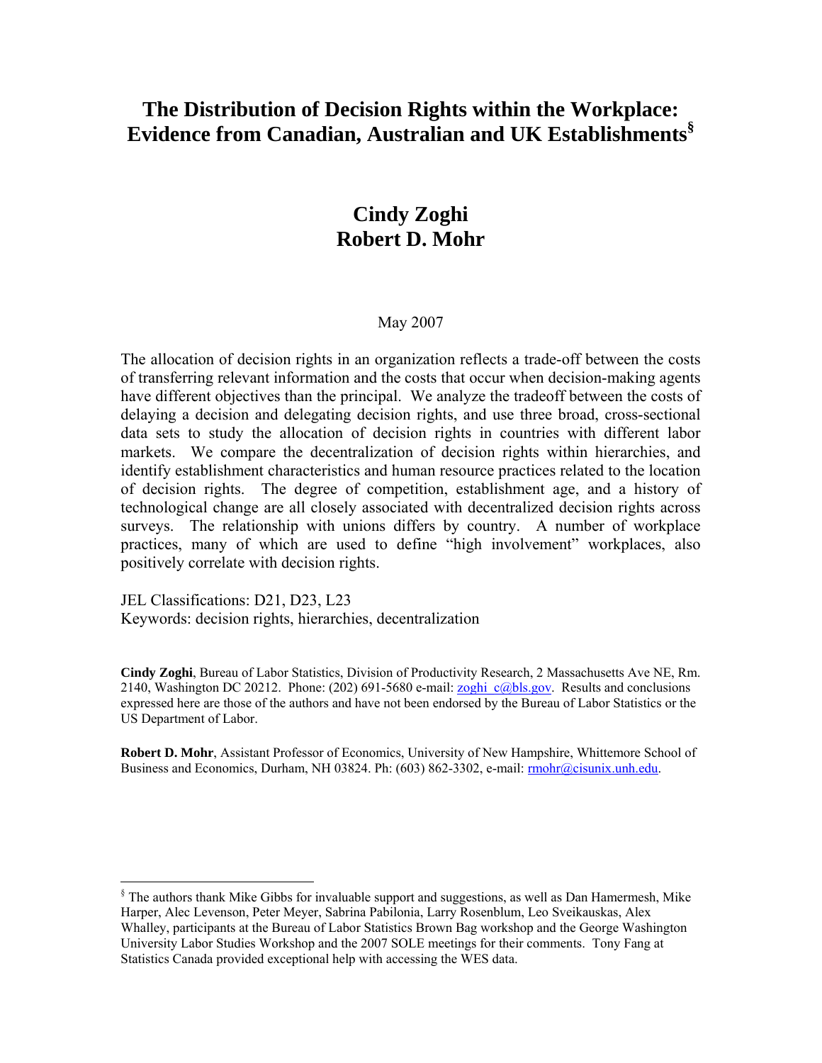# The Distribution of Decision Rights within the Workplace: Evidence from Canadian, Australian and UK Establishments[§]

## Cindy Zoghi
## Robert D. Mohr

May 2007

The allocation of decision rights in an organization reflects a trade-off between the costs of transferring relevant information and the costs that occur when decision-making agents have different objectives than the principal. We analyze the tradeoff between the costs of delaying a decision and delegating decision rights, and use three broad, cross-sectional data sets to study the allocation of decision rights in countries with different labor markets. We compare the decentralization of decision rights within hierarchies, and identify establishment characteristics and human resource practices related to the location of decision rights. The degree of competition, establishment age, and a history of technological change are all closely associated with decentralized decision rights across surveys. The relationship with unions differs by country. A number of workplace practices, many of which are used to define "high involvement" workplaces, also positively correlate with decision rights.

JEL Classifications: D21, D23, L23
Keywords: decision rights, hierarchies, decentralization

**Cindy Zoghi**, Bureau of Labor Statistics, Division of Productivity Research, 2 Massachusetts Ave NE, Rm. 2140, Washington DC 20212. Phone: (202) 691-5680 e-mail: zoghi_c@bls.gov. Results and conclusions expressed here are those of the authors and have not been endorsed by the Bureau of Labor Statistics or the US Department of Labor.

**Robert D. Mohr**, Assistant Professor of Economics, University of New Hampshire, Whittemore School of Business and Economics, Durham, NH 03824. Ph: (603) 862-3302, e-mail: rmohr@cisunix.unh.edu.

---

[§] The authors thank Mike Gibbs for invaluable support and suggestions, as well as Dan Hamermesh, Mike Harper, Alec Levenson, Peter Meyer, Sabrina Pabilonia, Larry Rosenblum, Leo Sveikauskas, Alex Whalley, participants at the Bureau of Labor Statistics Brown Bag workshop and the George Washington University Labor Studies Workshop and the 2007 SOLE meetings for their comments. Tony Fang at Statistics Canada provided exceptional help with accessing the WES data.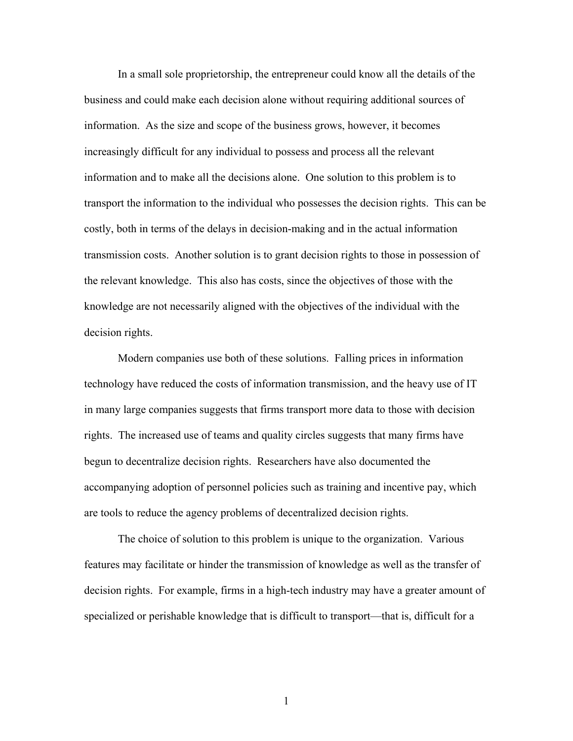In a small sole proprietorship, the entrepreneur could know all the details of the business and could make each decision alone without requiring additional sources of information. As the size and scope of the business grows, however, it becomes increasingly difficult for any individual to possess and process all the relevant information and to make all the decisions alone. One solution to this problem is to transport the information to the individual who possesses the decision rights. This can be costly, both in terms of the delays in decision-making and in the actual information transmission costs. Another solution is to grant decision rights to those in possession of the relevant knowledge. This also has costs, since the objectives of those with the knowledge are not necessarily aligned with the objectives of the individual with the decision rights.

Modern companies use both of these solutions. Falling prices in information technology have reduced the costs of information transmission, and the heavy use of IT in many large companies suggests that firms transport more data to those with decision rights. The increased use of teams and quality circles suggests that many firms have begun to decentralize decision rights. Researchers have also documented the accompanying adoption of personnel policies such as training and incentive pay, which are tools to reduce the agency problems of decentralized decision rights.

The choice of solution to this problem is unique to the organization. Various features may facilitate or hinder the transmission of knowledge as well as the transfer of decision rights. For example, firms in a high-tech industry may have a greater amount of specialized or perishable knowledge that is difficult to transport—that is, difficult for a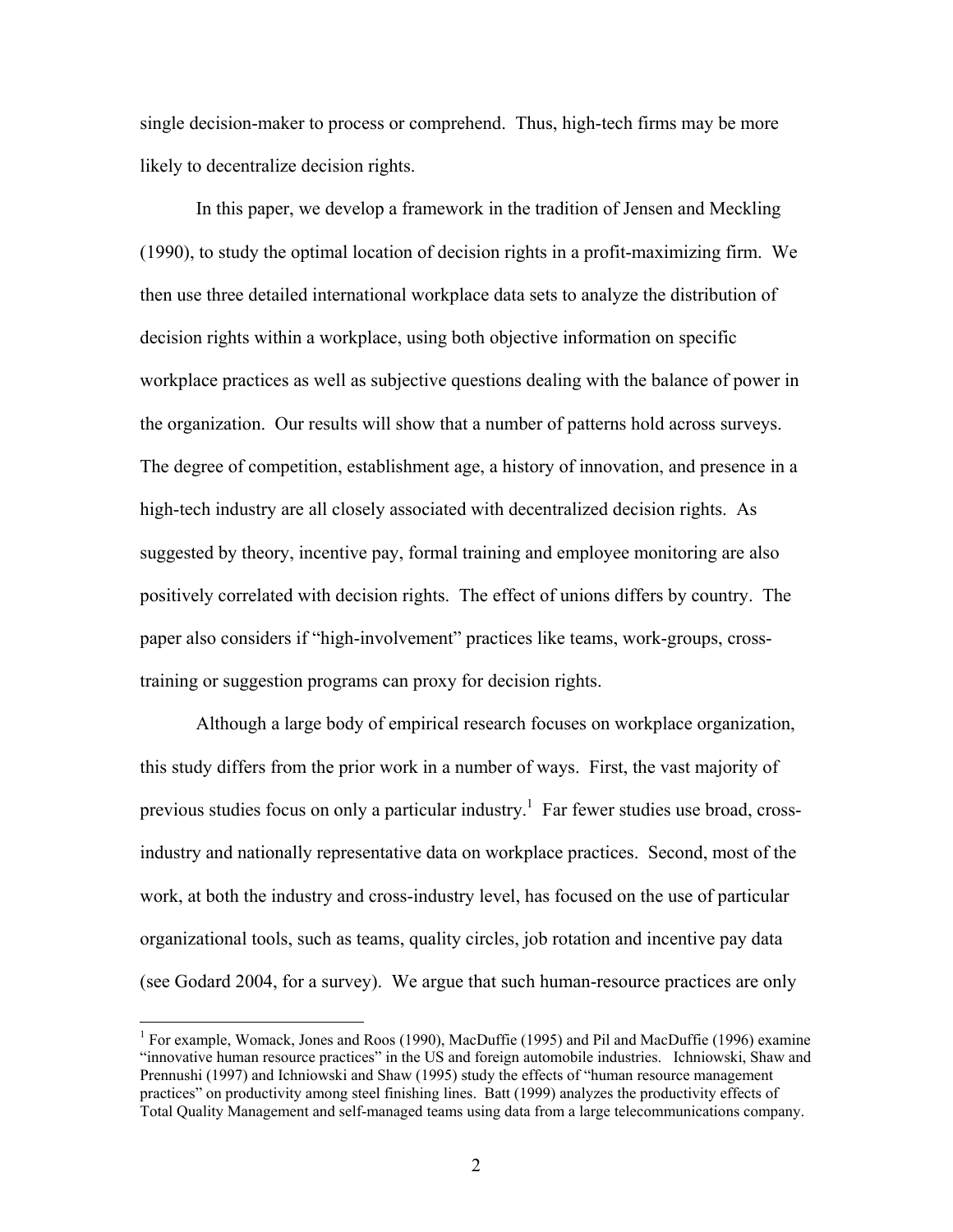single decision-maker to process or comprehend. Thus, high-tech firms may be more likely to decentralize decision rights.

In this paper, we develop a framework in the tradition of Jensen and Meckling (1990), to study the optimal location of decision rights in a profit-maximizing firm. We then use three detailed international workplace data sets to analyze the distribution of decision rights within a workplace, using both objective information on specific workplace practices as well as subjective questions dealing with the balance of power in the organization. Our results will show that a number of patterns hold across surveys. The degree of competition, establishment age, a history of innovation, and presence in a high-tech industry are all closely associated with decentralized decision rights. As suggested by theory, incentive pay, formal training and employee monitoring are also positively correlated with decision rights. The effect of unions differs by country. The paper also considers if "high-involvement" practices like teams, work-groups, cross-training or suggestion programs can proxy for decision rights.

Although a large body of empirical research focuses on workplace organization, this study differs from the prior work in a number of ways. First, the vast majority of previous studies focus on only a particular industry.[1] Far fewer studies use broad, cross-industry and nationally representative data on workplace practices. Second, most of the work, at both the industry and cross-industry level, has focused on the use of particular organizational tools, such as teams, quality circles, job rotation and incentive pay data (see Godard 2004, for a survey). We argue that such human-resource practices are only

[1] For example, Womack, Jones and Roos (1990), MacDuffie (1995) and Pil and MacDuffie (1996) examine "innovative human resource practices" in the US and foreign automobile industries. Ichniowski, Shaw and Prennushi (1997) and Ichniowski and Shaw (1995) study the effects of "human resource management practices" on productivity among steel finishing lines. Batt (1999) analyzes the productivity effects of Total Quality Management and self-managed teams using data from a large telecommunications company.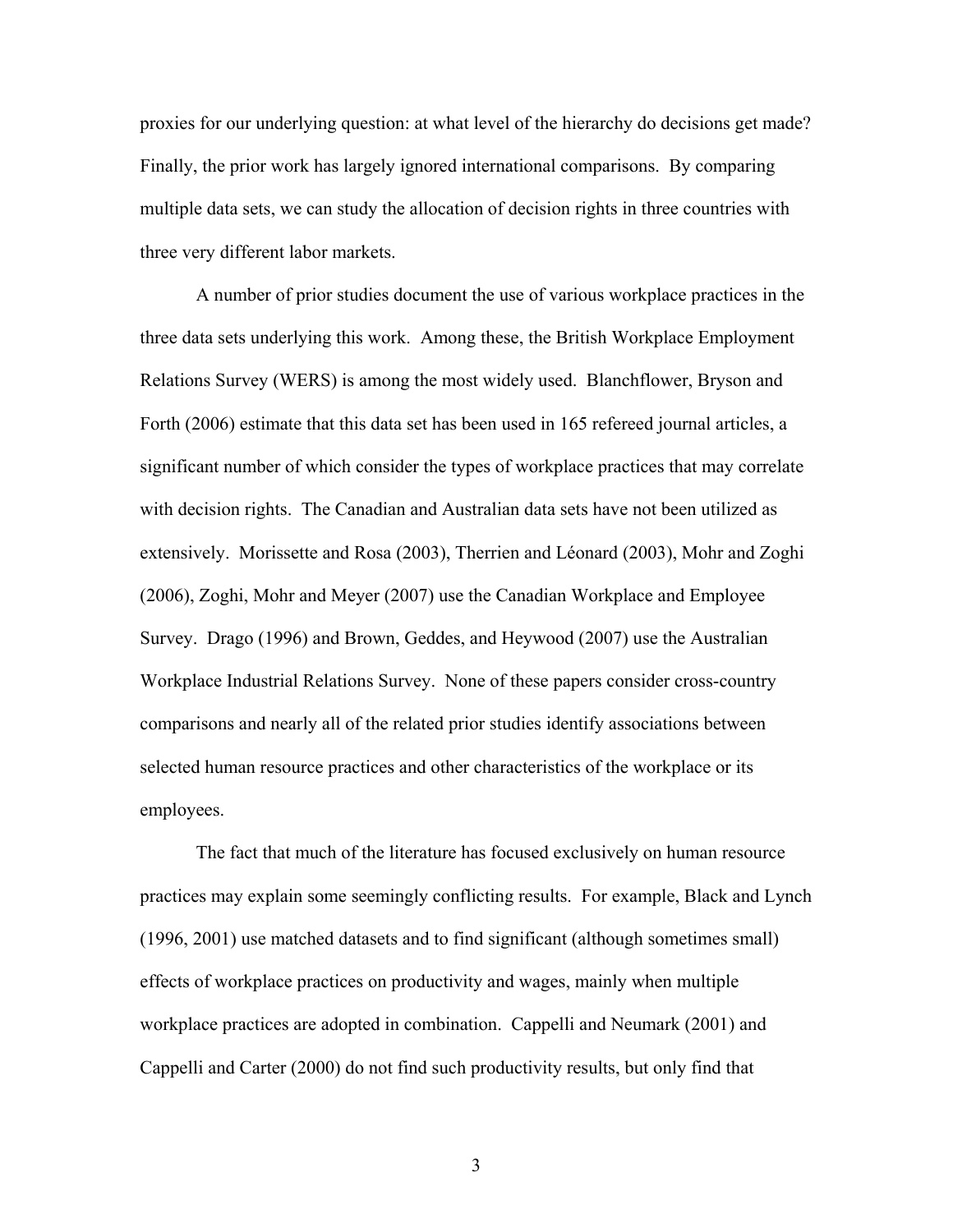proxies for our underlying question: at what level of the hierarchy do decisions get made? Finally, the prior work has largely ignored international comparisons. By comparing multiple data sets, we can study the allocation of decision rights in three countries with three very different labor markets.

A number of prior studies document the use of various workplace practices in the three data sets underlying this work. Among these, the British Workplace Employment Relations Survey (WERS) is among the most widely used. Blanchflower, Bryson and Forth (2006) estimate that this data set has been used in 165 refereed journal articles, a significant number of which consider the types of workplace practices that may correlate with decision rights. The Canadian and Australian data sets have not been utilized as extensively. Morissette and Rosa (2003), Therrien and Léonard (2003), Mohr and Zoghi (2006), Zoghi, Mohr and Meyer (2007) use the Canadian Workplace and Employee Survey. Drago (1996) and Brown, Geddes, and Heywood (2007) use the Australian Workplace Industrial Relations Survey. None of these papers consider cross-country comparisons and nearly all of the related prior studies identify associations between selected human resource practices and other characteristics of the workplace or its employees.

The fact that much of the literature has focused exclusively on human resource practices may explain some seemingly conflicting results. For example, Black and Lynch (1996, 2001) use matched datasets and to find significant (although sometimes small) effects of workplace practices on productivity and wages, mainly when multiple workplace practices are adopted in combination. Cappelli and Neumark (2001) and Cappelli and Carter (2000) do not find such productivity results, but only find that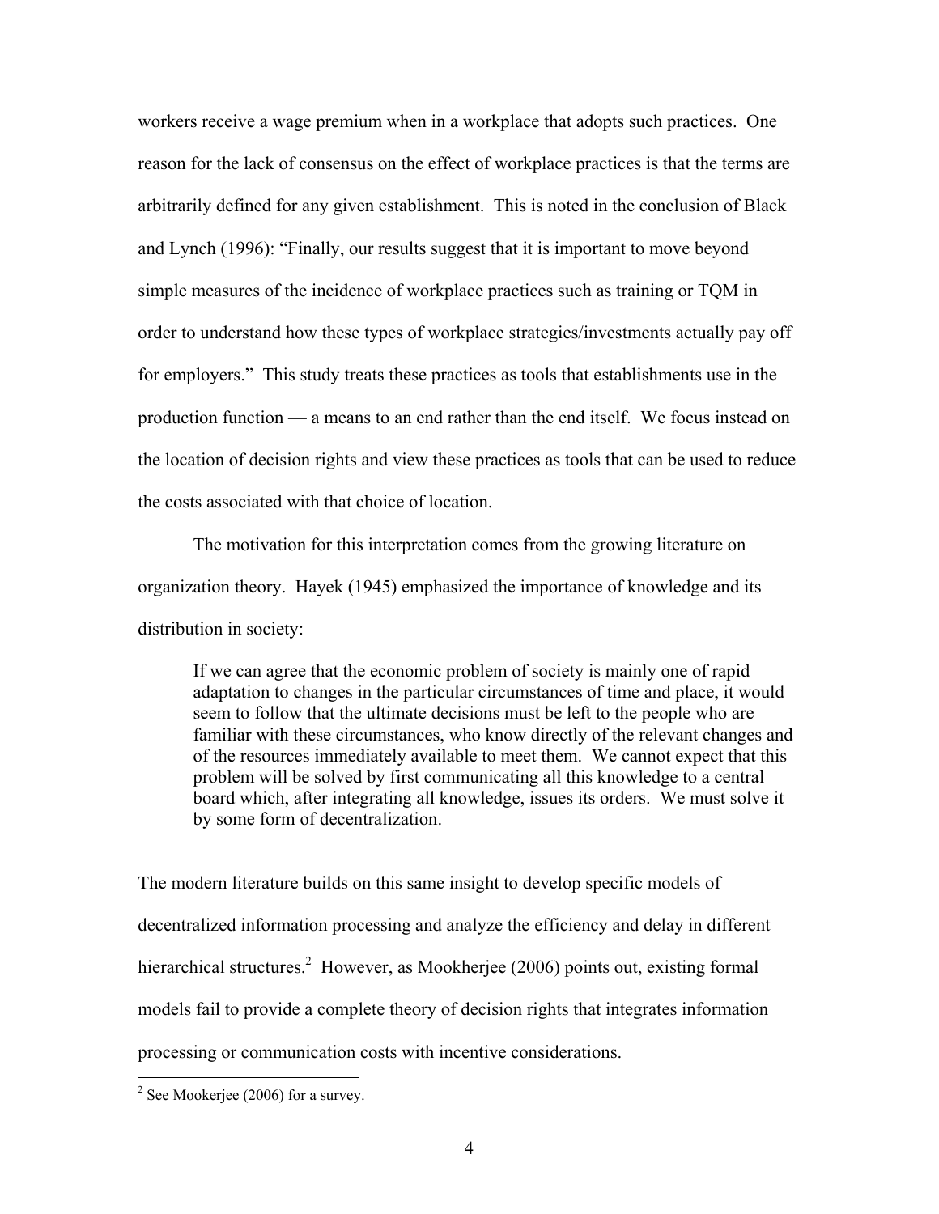workers receive a wage premium when in a workplace that adopts such practices. One reason for the lack of consensus on the effect of workplace practices is that the terms are arbitrarily defined for any given establishment. This is noted in the conclusion of Black and Lynch (1996): "Finally, our results suggest that it is important to move beyond simple measures of the incidence of workplace practices such as training or TQM in order to understand how these types of workplace strategies/investments actually pay off for employers." This study treats these practices as tools that establishments use in the production function — a means to an end rather than the end itself. We focus instead on the location of decision rights and view these practices as tools that can be used to reduce the costs associated with that choice of location.

The motivation for this interpretation comes from the growing literature on organization theory. Hayek (1945) emphasized the importance of knowledge and its distribution in society:

> If we can agree that the economic problem of society is mainly one of rapid adaptation to changes in the particular circumstances of time and place, it would seem to follow that the ultimate decisions must be left to the people who are familiar with these circumstances, who know directly of the relevant changes and of the resources immediately available to meet them. We cannot expect that this problem will be solved by first communicating all this knowledge to a central board which, after integrating all knowledge, issues its orders. We must solve it by some form of decentralization.

The modern literature builds on this same insight to develop specific models of decentralized information processing and analyze the efficiency and delay in different hierarchical structures.[2] However, as Mookherjee (2006) points out, existing formal models fail to provide a complete theory of decision rights that integrates information processing or communication costs with incentive considerations.

[2] See Mookerjee (2006) for a survey.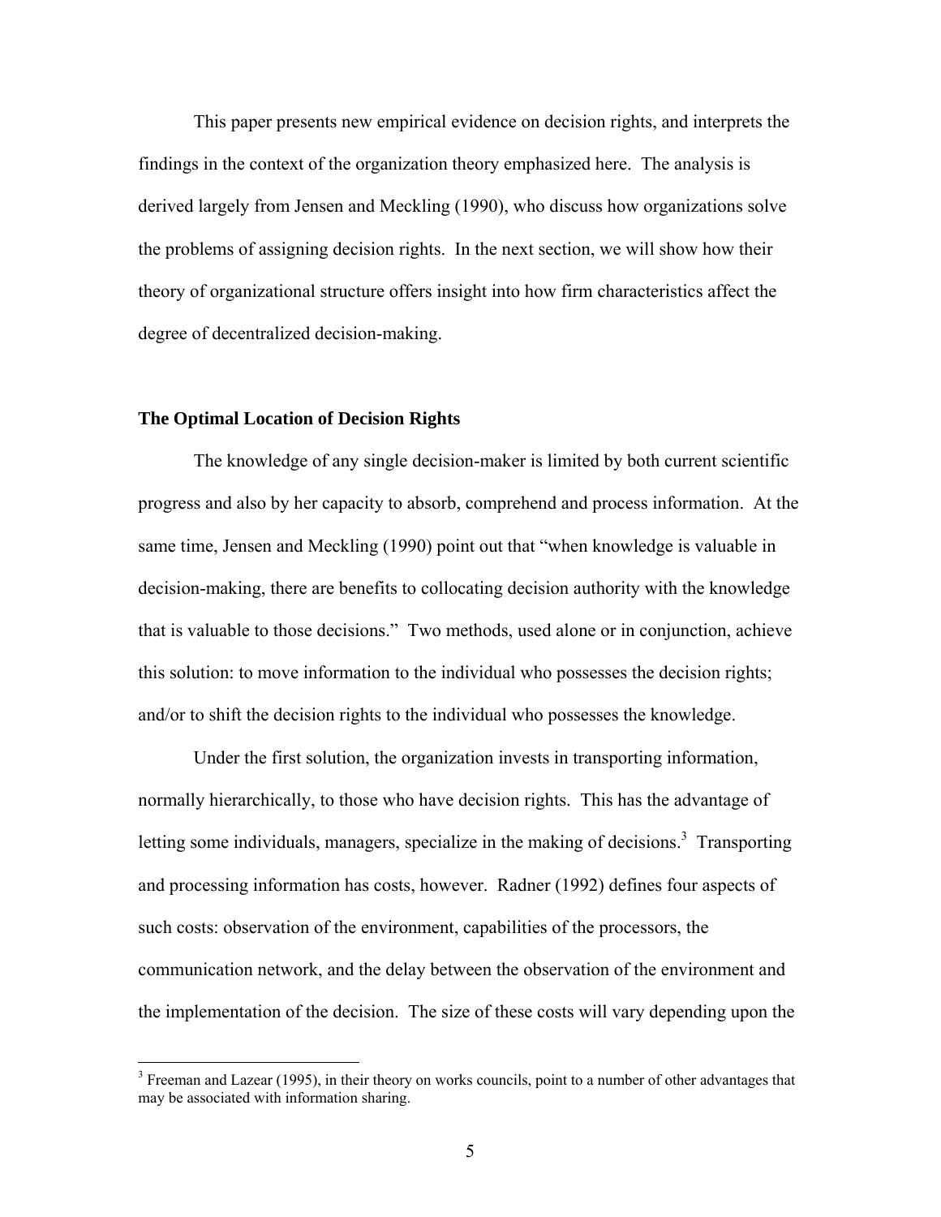This paper presents new empirical evidence on decision rights, and interprets the findings in the context of the organization theory emphasized here. The analysis is derived largely from Jensen and Meckling (1990), who discuss how organizations solve the problems of assigning decision rights. In the next section, we will show how their theory of organizational structure offers insight into how firm characteristics affect the degree of decentralized decision-making.

### The Optimal Location of Decision Rights

The knowledge of any single decision-maker is limited by both current scientific progress and also by her capacity to absorb, comprehend and process information. At the same time, Jensen and Meckling (1990) point out that "when knowledge is valuable in decision-making, there are benefits to collocating decision authority with the knowledge that is valuable to those decisions." Two methods, used alone or in conjunction, achieve this solution: to move information to the individual who possesses the decision rights; and/or to shift the decision rights to the individual who possesses the knowledge.

Under the first solution, the organization invests in transporting information, normally hierarchically, to those who have decision rights. This has the advantage of letting some individuals, managers, specialize in the making of decisions.[3] Transporting and processing information has costs, however. Radner (1992) defines four aspects of such costs: observation of the environment, capabilities of the processors, the communication network, and the delay between the observation of the environment and the implementation of the decision. The size of these costs will vary depending upon the

[3] Freeman and Lazear (1995), in their theory on works councils, point to a number of other advantages that may be associated with information sharing.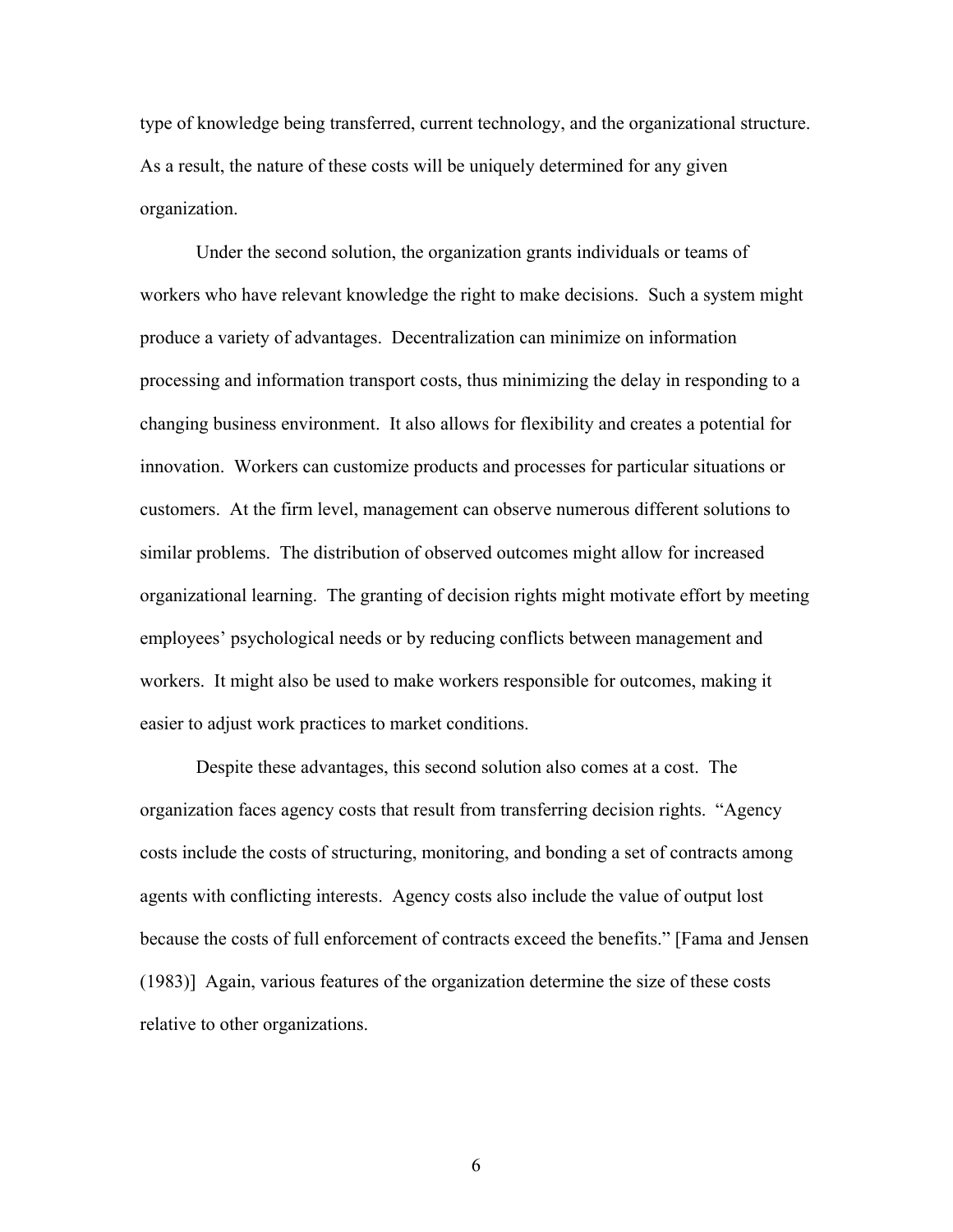type of knowledge being transferred, current technology, and the organizational structure. As a result, the nature of these costs will be uniquely determined for any given organization.

Under the second solution, the organization grants individuals or teams of workers who have relevant knowledge the right to make decisions. Such a system might produce a variety of advantages. Decentralization can minimize on information processing and information transport costs, thus minimizing the delay in responding to a changing business environment. It also allows for flexibility and creates a potential for innovation. Workers can customize products and processes for particular situations or customers. At the firm level, management can observe numerous different solutions to similar problems. The distribution of observed outcomes might allow for increased organizational learning. The granting of decision rights might motivate effort by meeting employees' psychological needs or by reducing conflicts between management and workers. It might also be used to make workers responsible for outcomes, making it easier to adjust work practices to market conditions.

Despite these advantages, this second solution also comes at a cost. The organization faces agency costs that result from transferring decision rights. "Agency costs include the costs of structuring, monitoring, and bonding a set of contracts among agents with conflicting interests. Agency costs also include the value of output lost because the costs of full enforcement of contracts exceed the benefits." [Fama and Jensen (1983)] Again, various features of the organization determine the size of these costs relative to other organizations.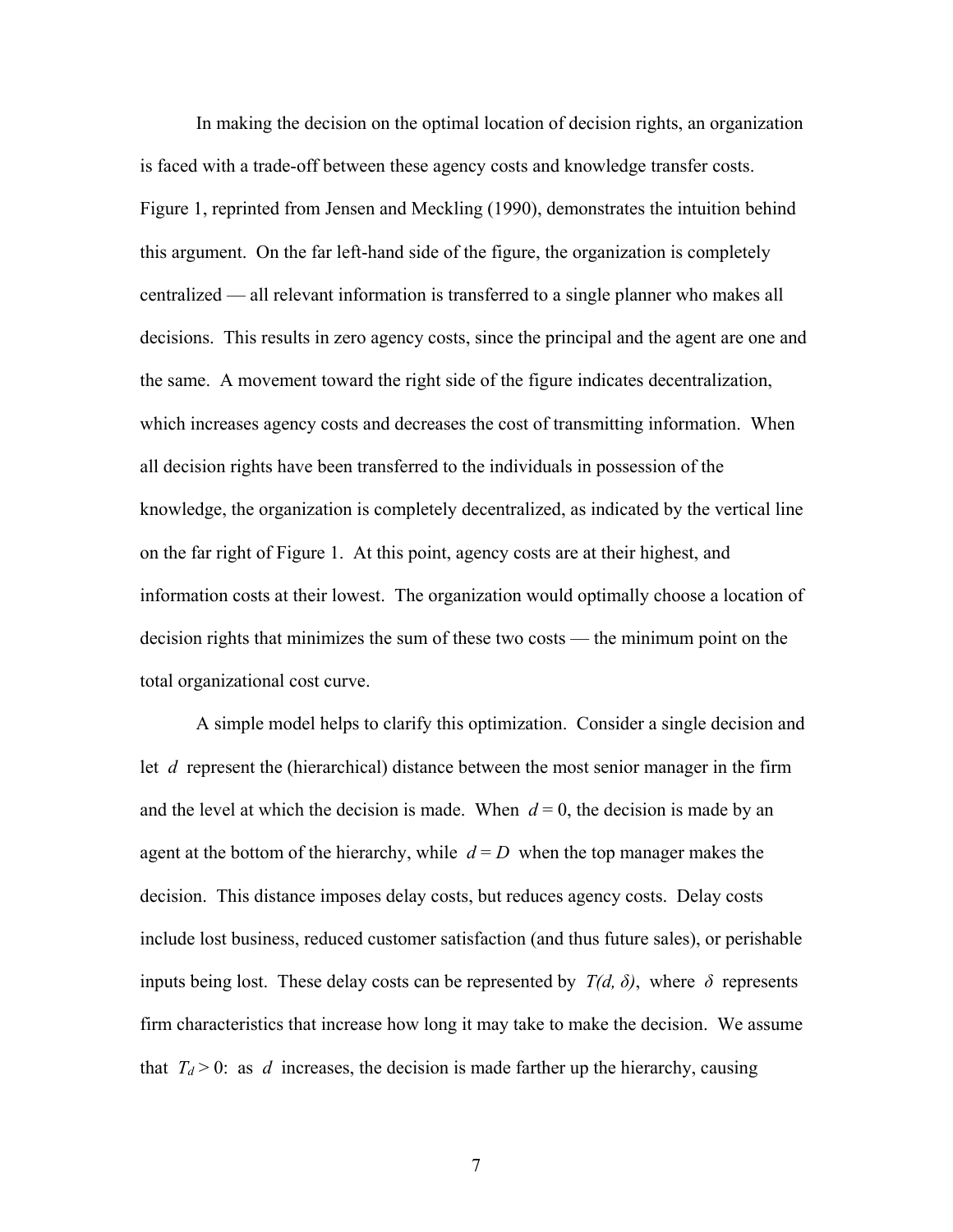In making the decision on the optimal location of decision rights, an organization is faced with a trade-off between these agency costs and knowledge transfer costs. Figure 1, reprinted from Jensen and Meckling (1990), demonstrates the intuition behind this argument. On the far left-hand side of the figure, the organization is completely centralized — all relevant information is transferred to a single planner who makes all decisions. This results in zero agency costs, since the principal and the agent are one and the same. A movement toward the right side of the figure indicates decentralization, which increases agency costs and decreases the cost of transmitting information. When all decision rights have been transferred to the individuals in possession of the knowledge, the organization is completely decentralized, as indicated by the vertical line on the far right of Figure 1. At this point, agency costs are at their highest, and information costs at their lowest. The organization would optimally choose a location of decision rights that minimizes the sum of these two costs — the minimum point on the total organizational cost curve.

A simple model helps to clarify this optimization. Consider a single decision and let $d$ represent the (hierarchical) distance between the most senior manager in the firm and the level at which the decision is made. When $d = 0$, the decision is made by an agent at the bottom of the hierarchy, while $d = D$ when the top manager makes the decision. This distance imposes delay costs, but reduces agency costs. Delay costs include lost business, reduced customer satisfaction (and thus future sales), or perishable inputs being lost. These delay costs can be represented by $T(d, \delta)$, where $\delta$ represents firm characteristics that increase how long it may take to make the decision. We assume that $T_d > 0$: as $d$ increases, the decision is made farther up the hierarchy, causing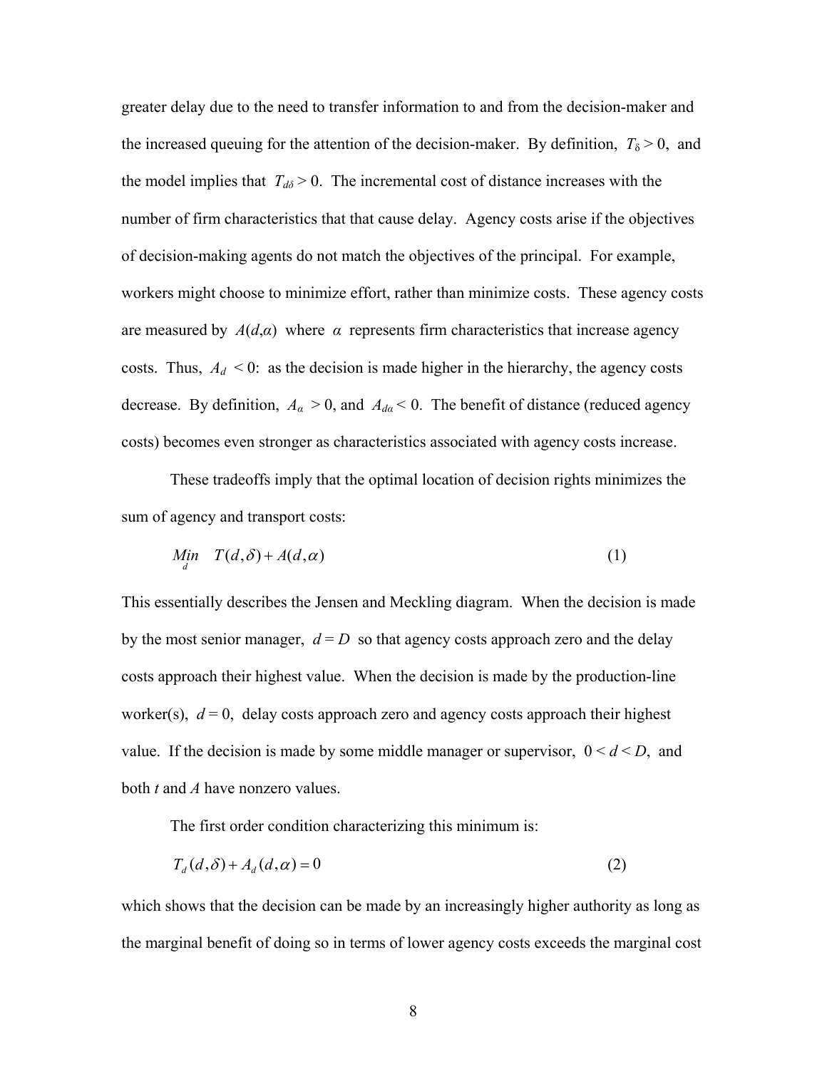greater delay due to the need to transfer information to and from the decision-maker and the increased queuing for the attention of the decision-maker. By definition, $T_\delta > 0$, and the model implies that $T_{d\delta} > 0$. The incremental cost of distance increases with the number of firm characteristics that that cause delay. Agency costs arise if the objectives of decision-making agents do not match the objectives of the principal. For example, workers might choose to minimize effort, rather than minimize costs. These agency costs are measured by $A(d,\alpha)$ where $\alpha$ represents firm characteristics that increase agency costs. Thus, $A_d < 0$: as the decision is made higher in the hierarchy, the agency costs decrease. By definition, $A_\alpha > 0$, and $A_{d\alpha} < 0$. The benefit of distance (reduced agency costs) becomes even stronger as characteristics associated with agency costs increase.

These tradeoffs imply that the optimal location of decision rights minimizes the sum of agency and transport costs:

$$\underset{d}{Min} \quad T(d,\delta) + A(d,\alpha) \tag{1}$$

This essentially describes the Jensen and Meckling diagram. When the decision is made by the most senior manager, $d = D$ so that agency costs approach zero and the delay costs approach their highest value. When the decision is made by the production-line worker(s), $d = 0$, delay costs approach zero and agency costs approach their highest value. If the decision is made by some middle manager or supervisor, $0 < d < D$, and both $t$ and $A$ have nonzero values.

The first order condition characterizing this minimum is:

$$T_d(d,\delta) + A_d(d,\alpha) = 0 \tag{2}$$

which shows that the decision can be made by an increasingly higher authority as long as the marginal benefit of doing so in terms of lower agency costs exceeds the marginal cost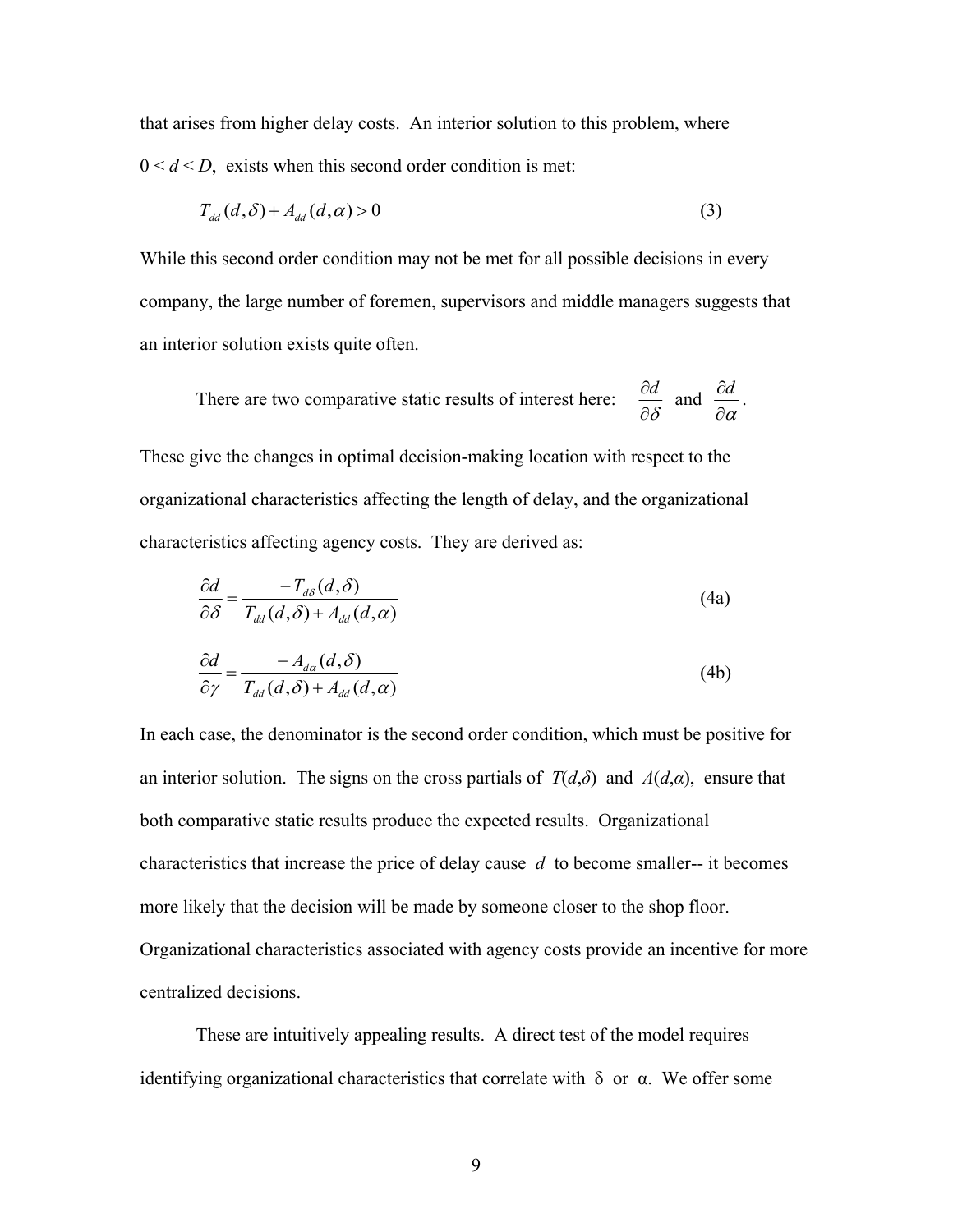that arises from higher delay costs. An interior solution to this problem, where $0 < d < D$, exists when this second order condition is met:

$$T_{dd}(d,\delta) + A_{dd}(d,\alpha) > 0 \tag{3}$$

While this second order condition may not be met for all possible decisions in every company, the large number of foremen, supervisors and middle managers suggests that an interior solution exists quite often.

There are two comparative static results of interest here: $\dfrac{\partial d}{\partial \delta}$ and $\dfrac{\partial d}{\partial \alpha}$.

These give the changes in optimal decision-making location with respect to the organizational characteristics affecting the length of delay, and the organizational characteristics affecting agency costs. They are derived as:

$$\frac{\partial d}{\partial \delta} = \frac{-T_{d\delta}(d,\delta)}{T_{dd}(d,\delta) + A_{dd}(d,\alpha)} \tag{4a}$$

$$\frac{\partial d}{\partial \gamma} = \frac{-A_{d\alpha}(d,\delta)}{T_{dd}(d,\delta) + A_{dd}(d,\alpha)} \tag{4b}$$

In each case, the denominator is the second order condition, which must be positive for an interior solution. The signs on the cross partials of $T(d,\delta)$ and $A(d,\alpha)$, ensure that both comparative static results produce the expected results. Organizational characteristics that increase the price of delay cause $d$ to become smaller-- it becomes more likely that the decision will be made by someone closer to the shop floor. Organizational characteristics associated with agency costs provide an incentive for more centralized decisions.

These are intuitively appealing results. A direct test of the model requires identifying organizational characteristics that correlate with $\delta$ or $\alpha$. We offer some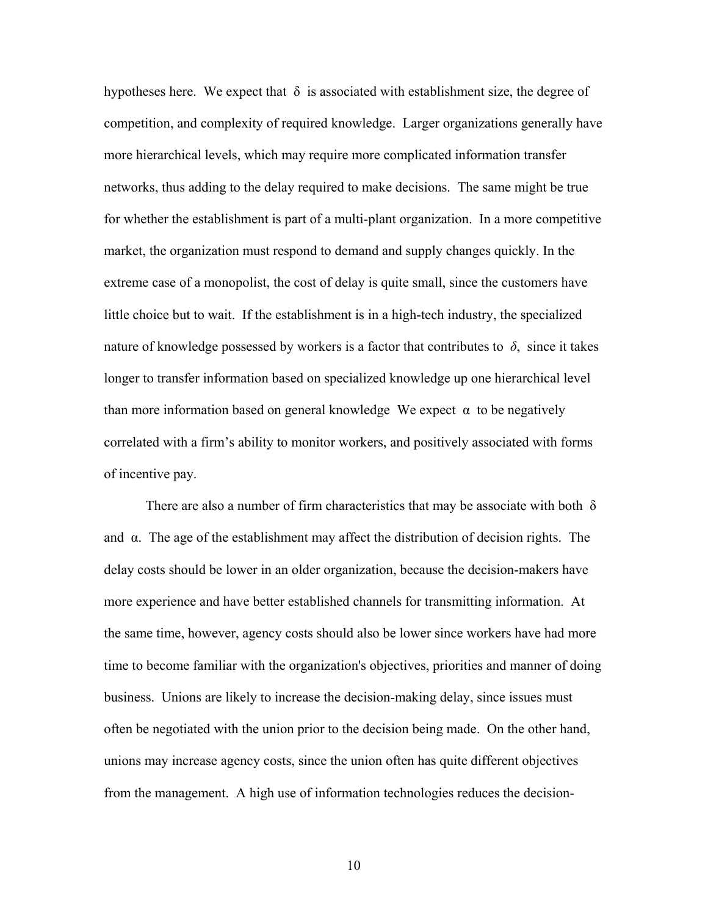hypotheses here. We expect that $\delta$ is associated with establishment size, the degree of competition, and complexity of required knowledge. Larger organizations generally have more hierarchical levels, which may require more complicated information transfer networks, thus adding to the delay required to make decisions. The same might be true for whether the establishment is part of a multi-plant organization. In a more competitive market, the organization must respond to demand and supply changes quickly. In the extreme case of a monopolist, the cost of delay is quite small, since the customers have little choice but to wait. If the establishment is in a high-tech industry, the specialized nature of knowledge possessed by workers is a factor that contributes to $\delta$, since it takes longer to transfer information based on specialized knowledge up one hierarchical level than more information based on general knowledge We expect $\alpha$ to be negatively correlated with a firm's ability to monitor workers, and positively associated with forms of incentive pay.

There are also a number of firm characteristics that may be associate with both $\delta$ and $\alpha$. The age of the establishment may affect the distribution of decision rights. The delay costs should be lower in an older organization, because the decision-makers have more experience and have better established channels for transmitting information. At the same time, however, agency costs should also be lower since workers have had more time to become familiar with the organization's objectives, priorities and manner of doing business. Unions are likely to increase the decision-making delay, since issues must often be negotiated with the union prior to the decision being made. On the other hand, unions may increase agency costs, since the union often has quite different objectives from the management. A high use of information technologies reduces the decision-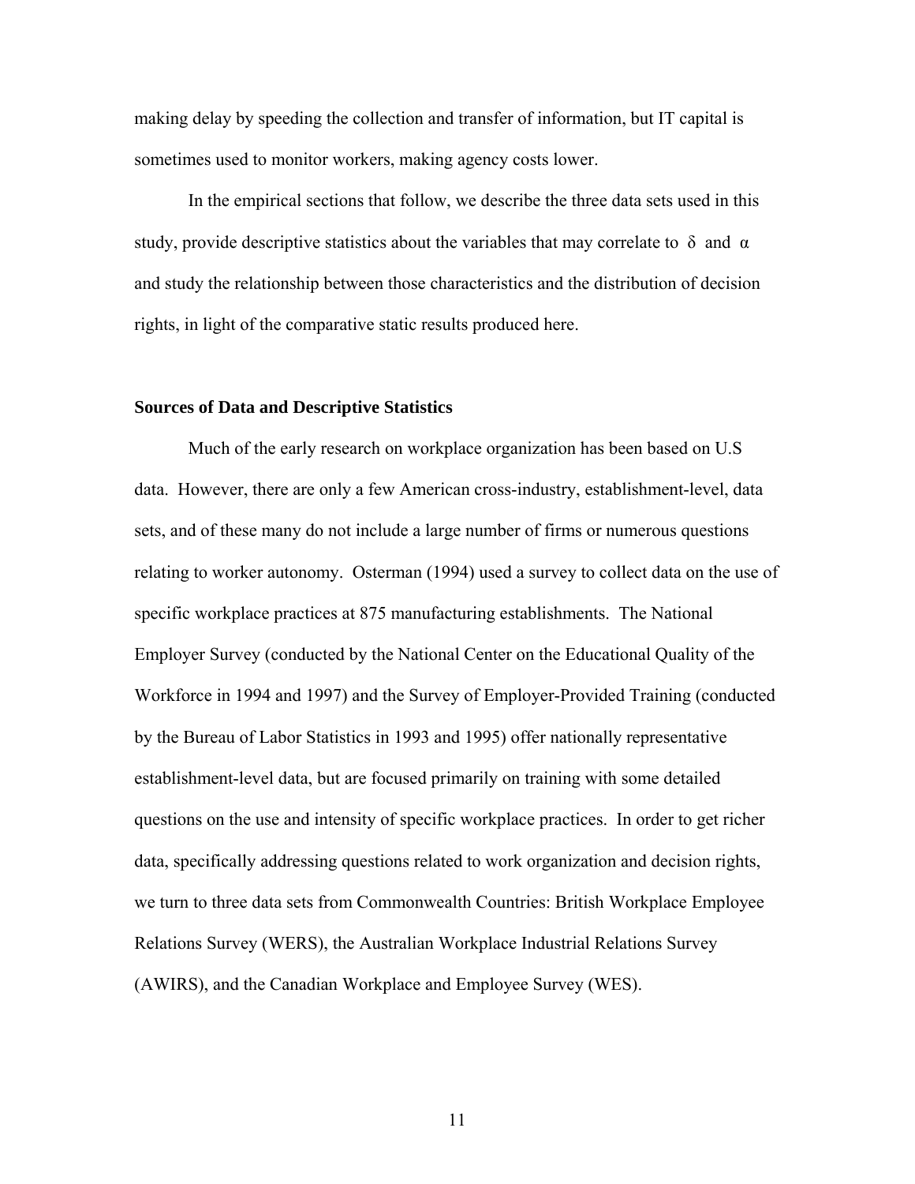making delay by speeding the collection and transfer of information, but IT capital is sometimes used to monitor workers, making agency costs lower.

In the empirical sections that follow, we describe the three data sets used in this study, provide descriptive statistics about the variables that may correlate to $\delta$ and $\alpha$ and study the relationship between those characteristics and the distribution of decision rights, in light of the comparative static results produced here.

**Sources of Data and Descriptive Statistics**

Much of the early research on workplace organization has been based on U.S data. However, there are only a few American cross-industry, establishment-level, data sets, and of these many do not include a large number of firms or numerous questions relating to worker autonomy. Osterman (1994) used a survey to collect data on the use of specific workplace practices at 875 manufacturing establishments. The National Employer Survey (conducted by the National Center on the Educational Quality of the Workforce in 1994 and 1997) and the Survey of Employer-Provided Training (conducted by the Bureau of Labor Statistics in 1993 and 1995) offer nationally representative establishment-level data, but are focused primarily on training with some detailed questions on the use and intensity of specific workplace practices. In order to get richer data, specifically addressing questions related to work organization and decision rights, we turn to three data sets from Commonwealth Countries: British Workplace Employee Relations Survey (WERS), the Australian Workplace Industrial Relations Survey (AWIRS), and the Canadian Workplace and Employee Survey (WES).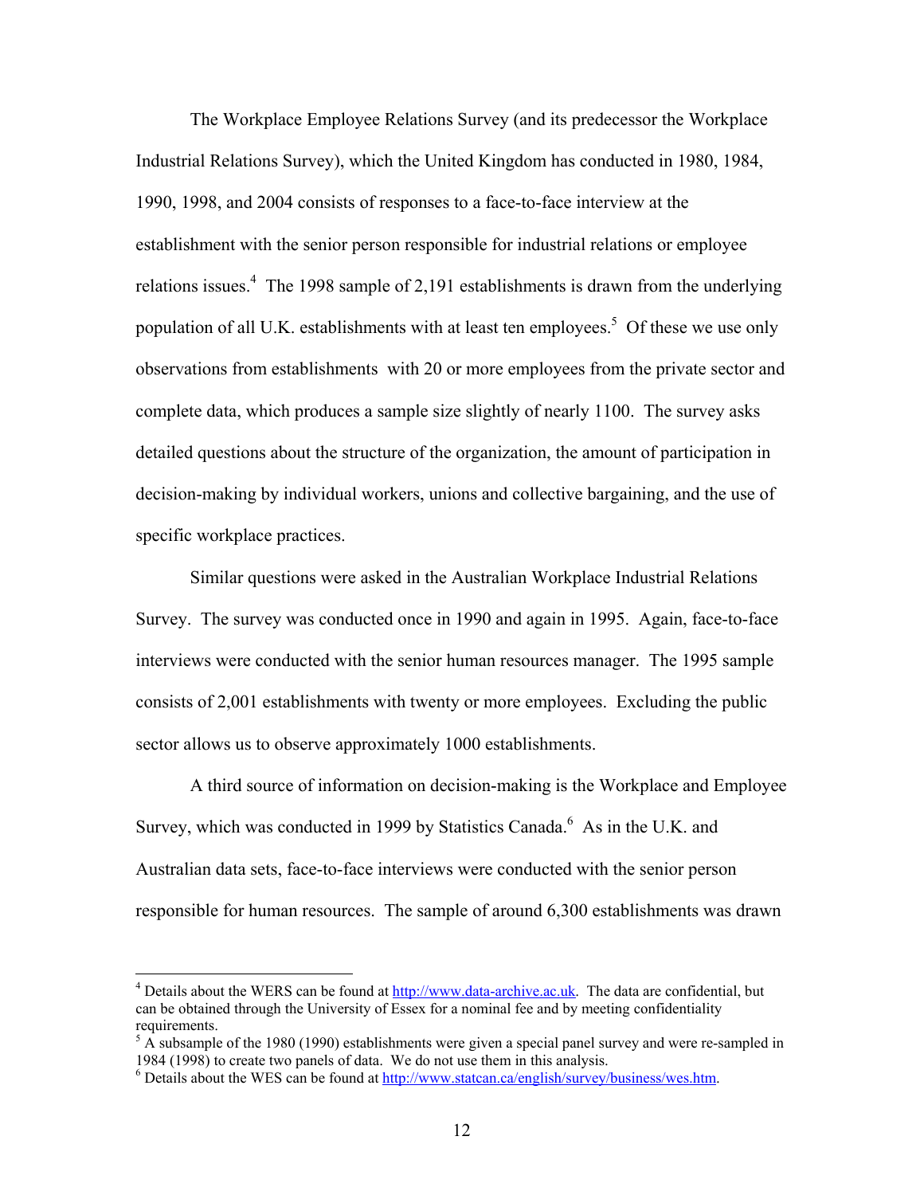The Workplace Employee Relations Survey (and its predecessor the Workplace Industrial Relations Survey), which the United Kingdom has conducted in 1980, 1984, 1990, 1998, and 2004 consists of responses to a face-to-face interview at the establishment with the senior person responsible for industrial relations or employee relations issues.[4] The 1998 sample of 2,191 establishments is drawn from the underlying population of all U.K. establishments with at least ten employees.[5] Of these we use only observations from establishments with 20 or more employees from the private sector and complete data, which produces a sample size slightly of nearly 1100. The survey asks detailed questions about the structure of the organization, the amount of participation in decision-making by individual workers, unions and collective bargaining, and the use of specific workplace practices.

Similar questions were asked in the Australian Workplace Industrial Relations Survey. The survey was conducted once in 1990 and again in 1995. Again, face-to-face interviews were conducted with the senior human resources manager. The 1995 sample consists of 2,001 establishments with twenty or more employees. Excluding the public sector allows us to observe approximately 1000 establishments.

A third source of information on decision-making is the Workplace and Employee Survey, which was conducted in 1999 by Statistics Canada.[6] As in the U.K. and Australian data sets, face-to-face interviews were conducted with the senior person responsible for human resources. The sample of around 6,300 establishments was drawn

---

[4] Details about the WERS can be found at http://www.data-archive.ac.uk. The data are confidential, but can be obtained through the University of Essex for a nominal fee and by meeting confidentiality requirements.

[5] A subsample of the 1980 (1990) establishments were given a special panel survey and were re-sampled in 1984 (1998) to create two panels of data. We do not use them in this analysis.

[6] Details about the WES can be found at http://www.statcan.ca/english/survey/business/wes.htm.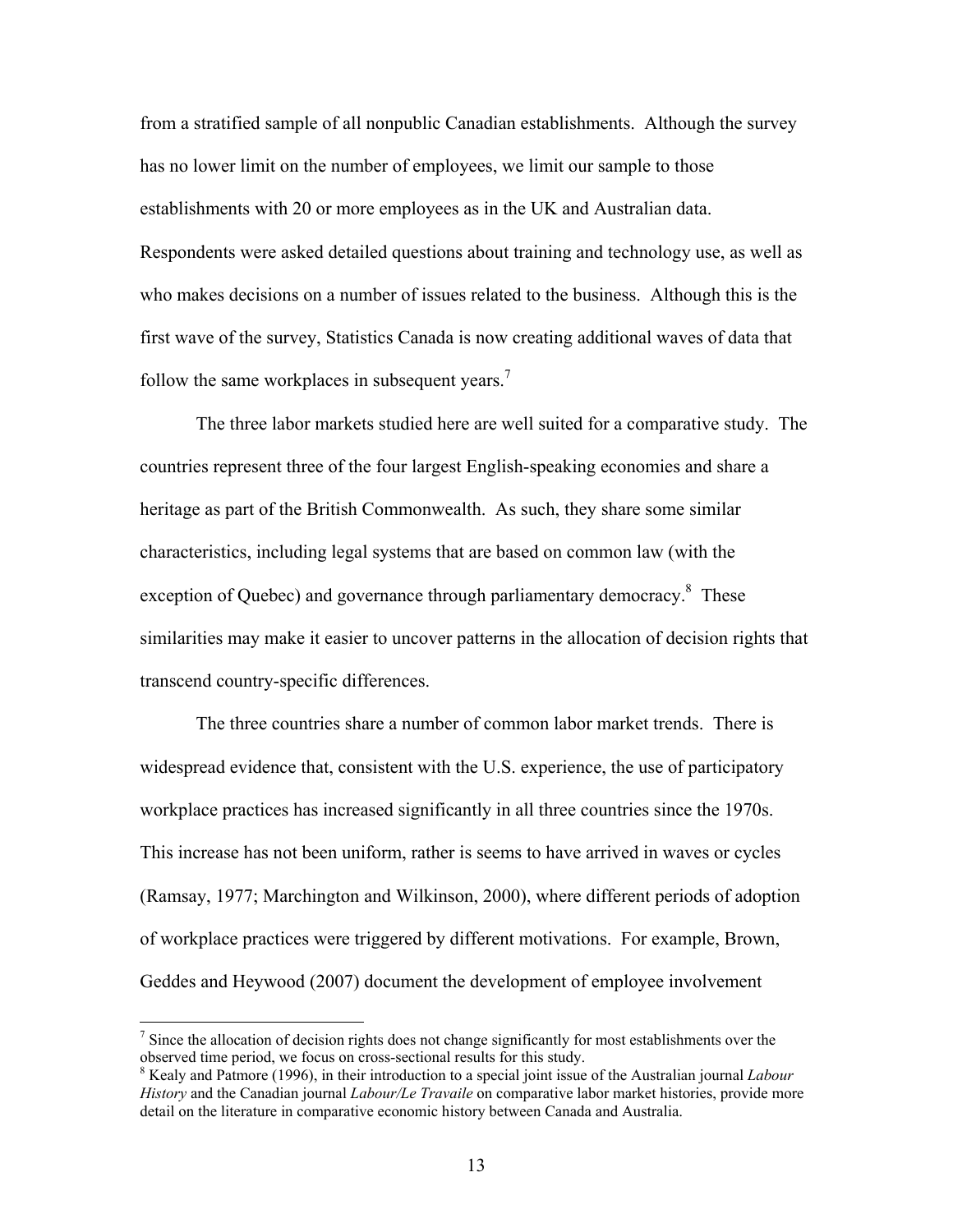from a stratified sample of all nonpublic Canadian establishments. Although the survey has no lower limit on the number of employees, we limit our sample to those establishments with 20 or more employees as in the UK and Australian data. Respondents were asked detailed questions about training and technology use, as well as who makes decisions on a number of issues related to the business. Although this is the first wave of the survey, Statistics Canada is now creating additional waves of data that follow the same workplaces in subsequent years.[7]

The three labor markets studied here are well suited for a comparative study. The countries represent three of the four largest English-speaking economies and share a heritage as part of the British Commonwealth. As such, they share some similar characteristics, including legal systems that are based on common law (with the exception of Quebec) and governance through parliamentary democracy.[8] These similarities may make it easier to uncover patterns in the allocation of decision rights that transcend country-specific differences.

The three countries share a number of common labor market trends. There is widespread evidence that, consistent with the U.S. experience, the use of participatory workplace practices has increased significantly in all three countries since the 1970s. This increase has not been uniform, rather is seems to have arrived in waves or cycles (Ramsay, 1977; Marchington and Wilkinson, 2000), where different periods of adoption of workplace practices were triggered by different motivations. For example, Brown, Geddes and Heywood (2007) document the development of employee involvement

[7] Since the allocation of decision rights does not change significantly for most establishments over the observed time period, we focus on cross-sectional results for this study.

[8] Kealy and Patmore (1996), in their introduction to a special joint issue of the Australian journal *Labour History* and the Canadian journal *Labour/Le Travaile* on comparative labor market histories, provide more detail on the literature in comparative economic history between Canada and Australia.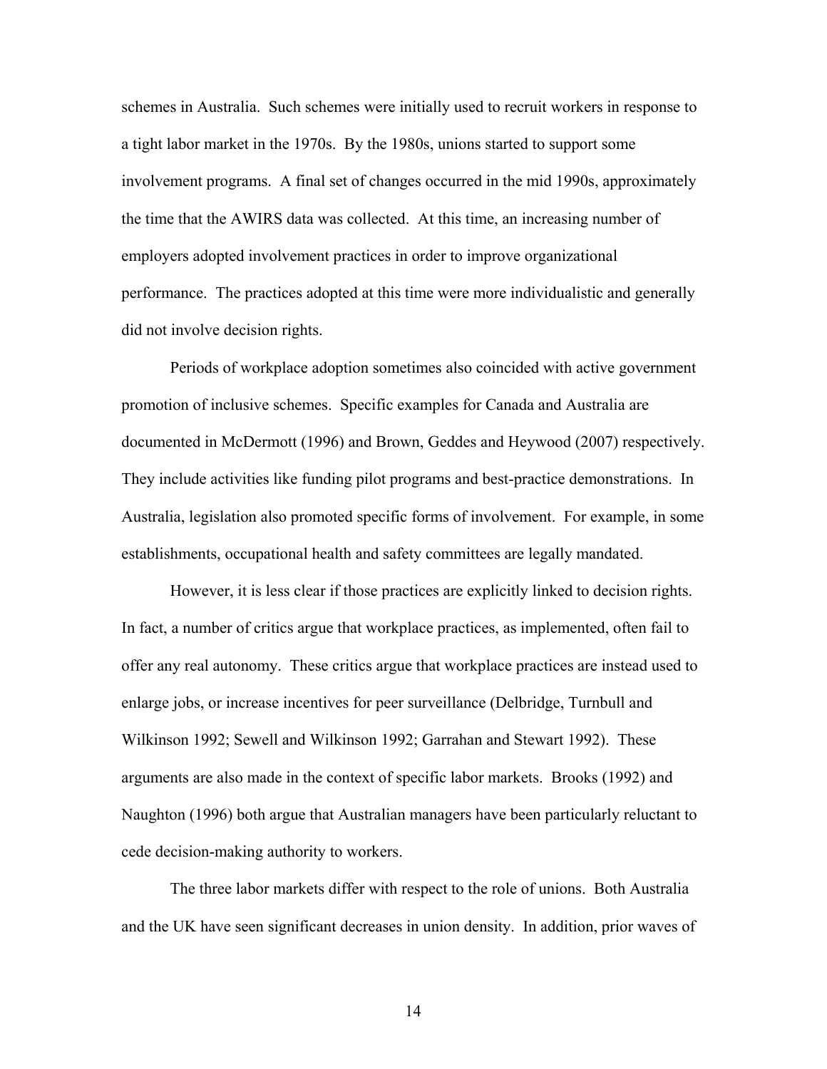schemes in Australia. Such schemes were initially used to recruit workers in response to a tight labor market in the 1970s. By the 1980s, unions started to support some involvement programs. A final set of changes occurred in the mid 1990s, approximately the time that the AWIRS data was collected. At this time, an increasing number of employers adopted involvement practices in order to improve organizational performance. The practices adopted at this time were more individualistic and generally did not involve decision rights.

Periods of workplace adoption sometimes also coincided with active government promotion of inclusive schemes. Specific examples for Canada and Australia are documented in McDermott (1996) and Brown, Geddes and Heywood (2007) respectively. They include activities like funding pilot programs and best-practice demonstrations. In Australia, legislation also promoted specific forms of involvement. For example, in some establishments, occupational health and safety committees are legally mandated.

However, it is less clear if those practices are explicitly linked to decision rights. In fact, a number of critics argue that workplace practices, as implemented, often fail to offer any real autonomy. These critics argue that workplace practices are instead used to enlarge jobs, or increase incentives for peer surveillance (Delbridge, Turnbull and Wilkinson 1992; Sewell and Wilkinson 1992; Garrahan and Stewart 1992). These arguments are also made in the context of specific labor markets. Brooks (1992) and Naughton (1996) both argue that Australian managers have been particularly reluctant to cede decision-making authority to workers.

The three labor markets differ with respect to the role of unions. Both Australia and the UK have seen significant decreases in union density. In addition, prior waves of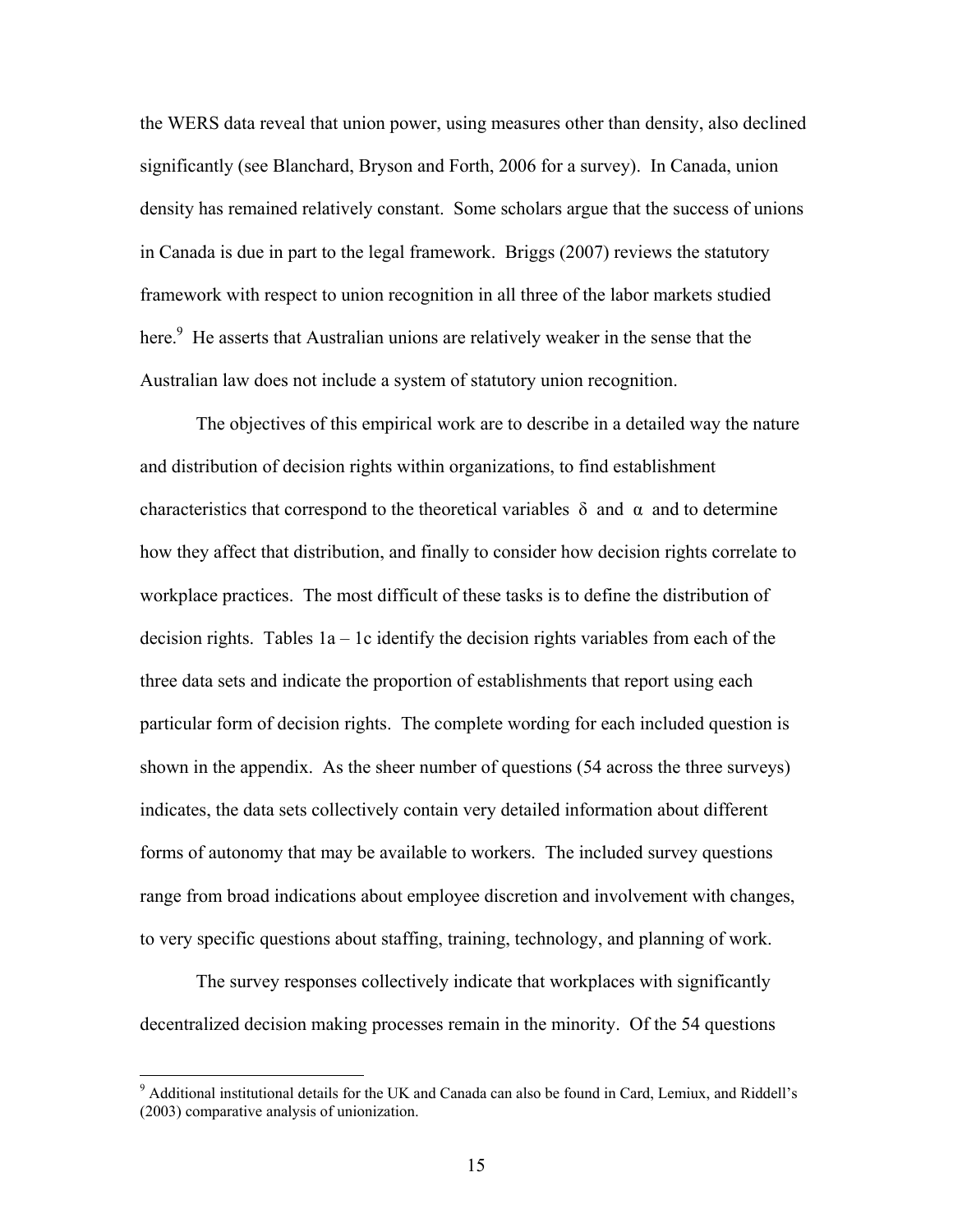the WERS data reveal that union power, using measures other than density, also declined significantly (see Blanchard, Bryson and Forth, 2006 for a survey). In Canada, union density has remained relatively constant. Some scholars argue that the success of unions in Canada is due in part to the legal framework. Briggs (2007) reviews the statutory framework with respect to union recognition in all three of the labor markets studied here.[9] He asserts that Australian unions are relatively weaker in the sense that the Australian law does not include a system of statutory union recognition.

The objectives of this empirical work are to describe in a detailed way the nature and distribution of decision rights within organizations, to find establishment characteristics that correspond to the theoretical variables $\delta$ and $\alpha$ and to determine how they affect that distribution, and finally to consider how decision rights correlate to workplace practices. The most difficult of these tasks is to define the distribution of decision rights. Tables 1a – 1c identify the decision rights variables from each of the three data sets and indicate the proportion of establishments that report using each particular form of decision rights. The complete wording for each included question is shown in the appendix. As the sheer number of questions (54 across the three surveys) indicates, the data sets collectively contain very detailed information about different forms of autonomy that may be available to workers. The included survey questions range from broad indications about employee discretion and involvement with changes, to very specific questions about staffing, training, technology, and planning of work.

The survey responses collectively indicate that workplaces with significantly decentralized decision making processes remain in the minority. Of the 54 questions

[9] Additional institutional details for the UK and Canada can also be found in Card, Lemiux, and Riddell's (2003) comparative analysis of unionization.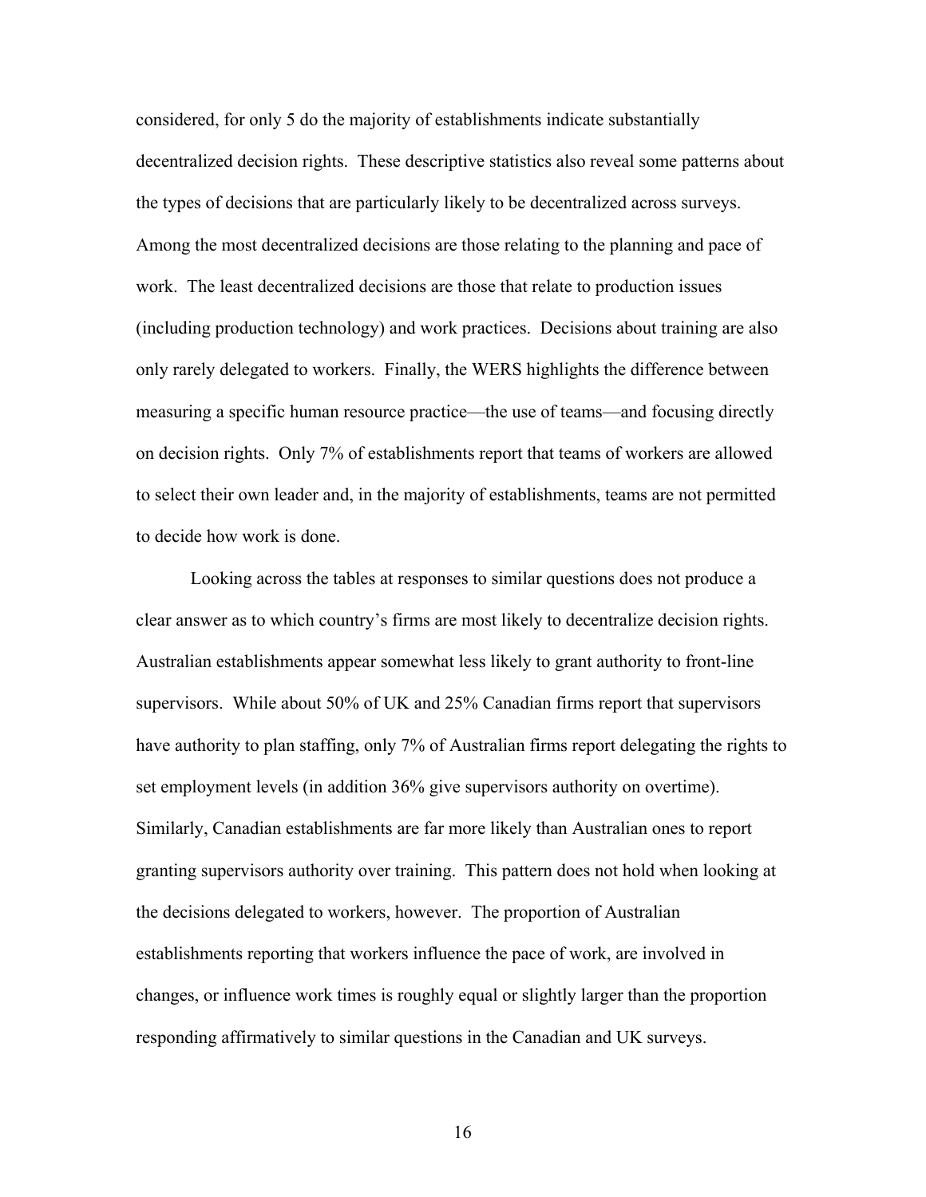considered, for only 5 do the majority of establishments indicate substantially decentralized decision rights. These descriptive statistics also reveal some patterns about the types of decisions that are particularly likely to be decentralized across surveys. Among the most decentralized decisions are those relating to the planning and pace of work. The least decentralized decisions are those that relate to production issues (including production technology) and work practices. Decisions about training are also only rarely delegated to workers. Finally, the WERS highlights the difference between measuring a specific human resource practice—the use of teams—and focusing directly on decision rights. Only 7% of establishments report that teams of workers are allowed to select their own leader and, in the majority of establishments, teams are not permitted to decide how work is done.

Looking across the tables at responses to similar questions does not produce a clear answer as to which country's firms are most likely to decentralize decision rights. Australian establishments appear somewhat less likely to grant authority to front-line supervisors. While about 50% of UK and 25% Canadian firms report that supervisors have authority to plan staffing, only 7% of Australian firms report delegating the rights to set employment levels (in addition 36% give supervisors authority on overtime). Similarly, Canadian establishments are far more likely than Australian ones to report granting supervisors authority over training. This pattern does not hold when looking at the decisions delegated to workers, however. The proportion of Australian establishments reporting that workers influence the pace of work, are involved in changes, or influence work times is roughly equal or slightly larger than the proportion responding affirmatively to similar questions in the Canadian and UK surveys.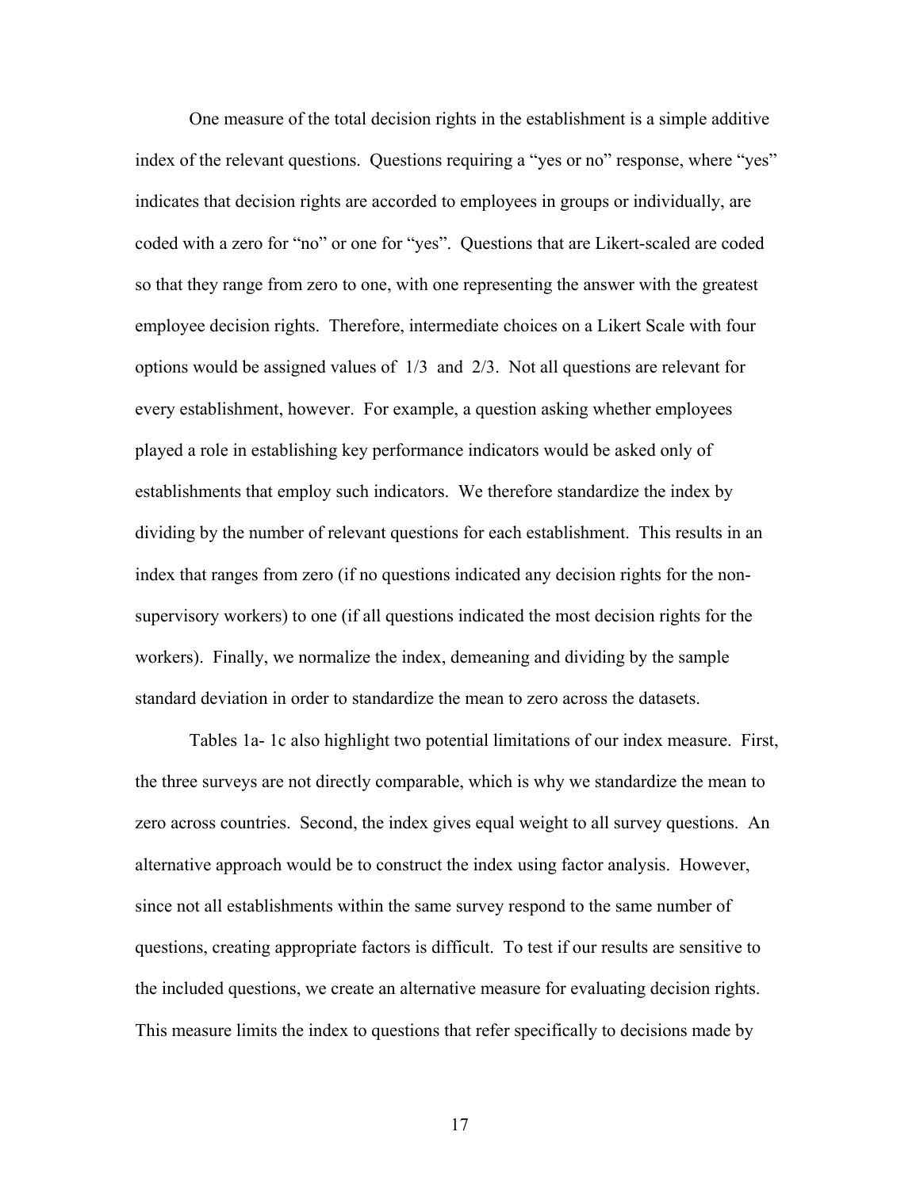One measure of the total decision rights in the establishment is a simple additive index of the relevant questions. Questions requiring a "yes or no" response, where "yes" indicates that decision rights are accorded to employees in groups or individually, are coded with a zero for "no" or one for "yes". Questions that are Likert-scaled are coded so that they range from zero to one, with one representing the answer with the greatest employee decision rights. Therefore, intermediate choices on a Likert Scale with four options would be assigned values of 1/3 and 2/3. Not all questions are relevant for every establishment, however. For example, a question asking whether employees played a role in establishing key performance indicators would be asked only of establishments that employ such indicators. We therefore standardize the index by dividing by the number of relevant questions for each establishment. This results in an index that ranges from zero (if no questions indicated any decision rights for the non-supervisory workers) to one (if all questions indicated the most decision rights for the workers). Finally, we normalize the index, demeaning and dividing by the sample standard deviation in order to standardize the mean to zero across the datasets.

Tables 1a- 1c also highlight two potential limitations of our index measure. First, the three surveys are not directly comparable, which is why we standardize the mean to zero across countries. Second, the index gives equal weight to all survey questions. An alternative approach would be to construct the index using factor analysis. However, since not all establishments within the same survey respond to the same number of questions, creating appropriate factors is difficult. To test if our results are sensitive to the included questions, we create an alternative measure for evaluating decision rights. This measure limits the index to questions that refer specifically to decisions made by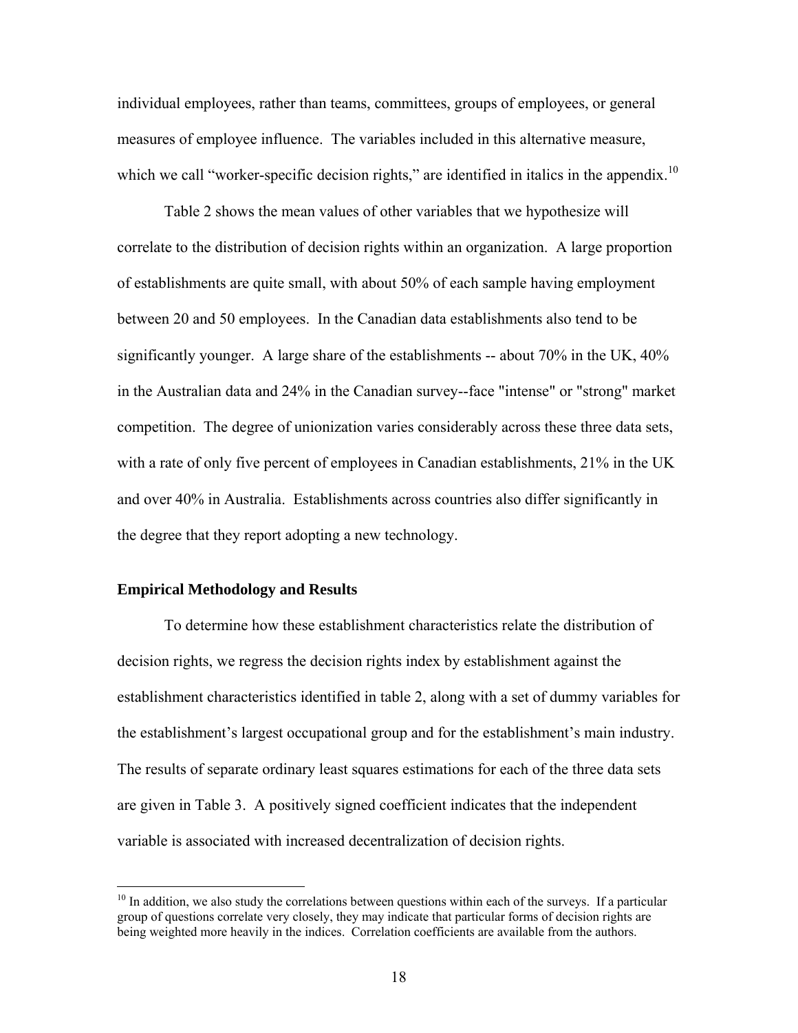individual employees, rather than teams, committees, groups of employees, or general measures of employee influence. The variables included in this alternative measure, which we call "worker-specific decision rights," are identified in italics in the appendix.[10]

Table 2 shows the mean values of other variables that we hypothesize will correlate to the distribution of decision rights within an organization. A large proportion of establishments are quite small, with about 50% of each sample having employment between 20 and 50 employees. In the Canadian data establishments also tend to be significantly younger. A large share of the establishments -- about 70% in the UK, 40% in the Australian data and 24% in the Canadian survey--face "intense" or "strong" market competition. The degree of unionization varies considerably across these three data sets, with a rate of only five percent of employees in Canadian establishments, 21% in the UK and over 40% in Australia. Establishments across countries also differ significantly in the degree that they report adopting a new technology.

### Empirical Methodology and Results

To determine how these establishment characteristics relate the distribution of decision rights, we regress the decision rights index by establishment against the establishment characteristics identified in table 2, along with a set of dummy variables for the establishment's largest occupational group and for the establishment's main industry. The results of separate ordinary least squares estimations for each of the three data sets are given in Table 3. A positively signed coefficient indicates that the independent variable is associated with increased decentralization of decision rights.

[10] In addition, we also study the correlations between questions within each of the surveys. If a particular group of questions correlate very closely, they may indicate that particular forms of decision rights are being weighted more heavily in the indices. Correlation coefficients are available from the authors.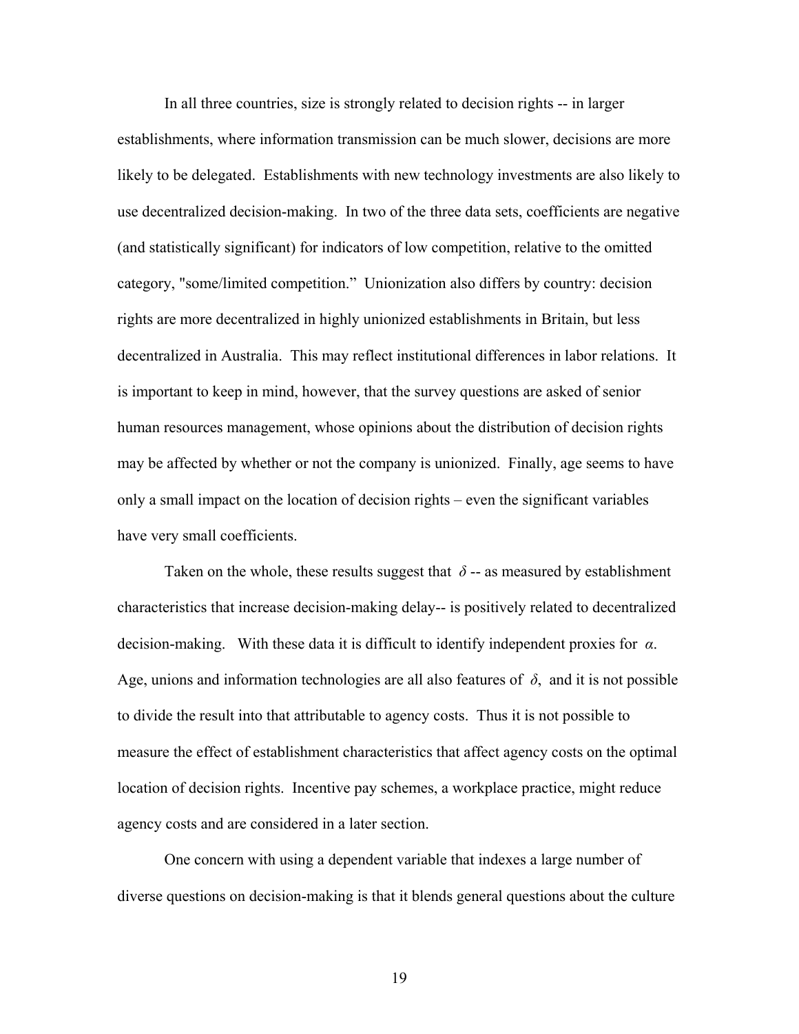In all three countries, size is strongly related to decision rights -- in larger establishments, where information transmission can be much slower, decisions are more likely to be delegated. Establishments with new technology investments are also likely to use decentralized decision-making. In two of the three data sets, coefficients are negative (and statistically significant) for indicators of low competition, relative to the omitted category, "some/limited competition." Unionization also differs by country: decision rights are more decentralized in highly unionized establishments in Britain, but less decentralized in Australia. This may reflect institutional differences in labor relations. It is important to keep in mind, however, that the survey questions are asked of senior human resources management, whose opinions about the distribution of decision rights may be affected by whether or not the company is unionized. Finally, age seems to have only a small impact on the location of decision rights – even the significant variables have very small coefficients.

Taken on the whole, these results suggest that $\delta$ -- as measured by establishment characteristics that increase decision-making delay-- is positively related to decentralized decision-making. With these data it is difficult to identify independent proxies for $\alpha$. Age, unions and information technologies are all also features of $\delta$, and it is not possible to divide the result into that attributable to agency costs. Thus it is not possible to measure the effect of establishment characteristics that affect agency costs on the optimal location of decision rights. Incentive pay schemes, a workplace practice, might reduce agency costs and are considered in a later section.

One concern with using a dependent variable that indexes a large number of diverse questions on decision-making is that it blends general questions about the culture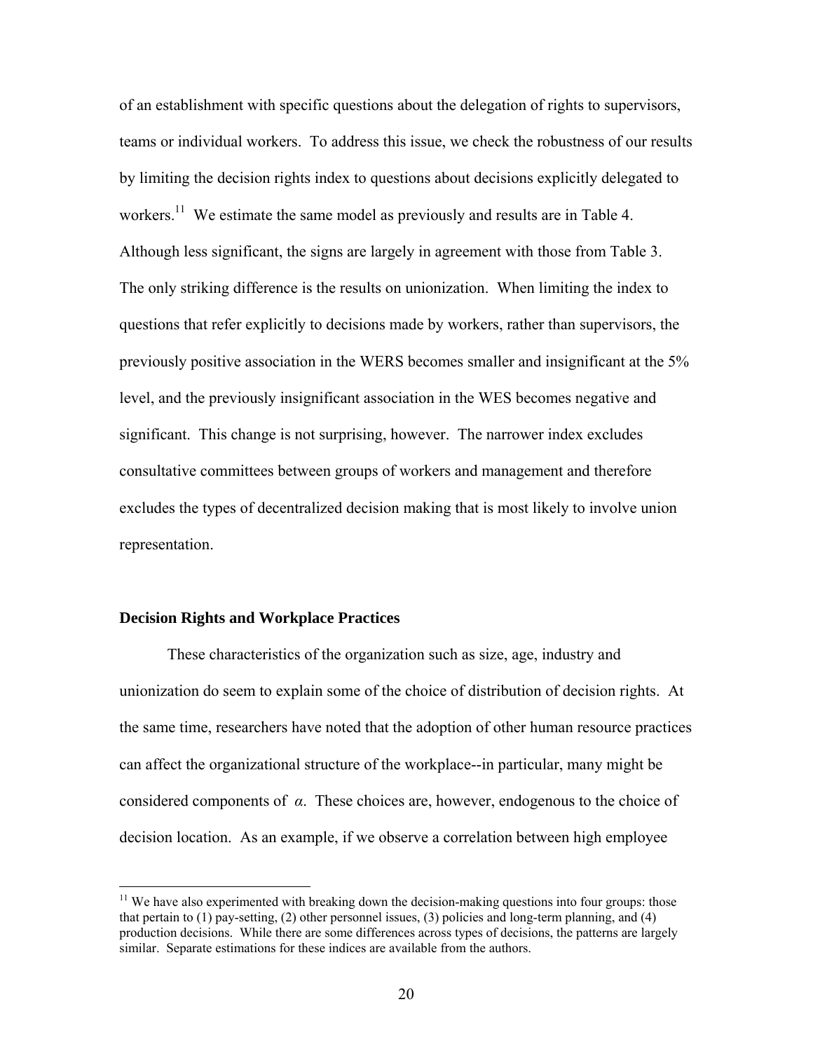of an establishment with specific questions about the delegation of rights to supervisors, teams or individual workers. To address this issue, we check the robustness of our results by limiting the decision rights index to questions about decisions explicitly delegated to workers.[11] We estimate the same model as previously and results are in Table 4. Although less significant, the signs are largely in agreement with those from Table 3. The only striking difference is the results on unionization. When limiting the index to questions that refer explicitly to decisions made by workers, rather than supervisors, the previously positive association in the WERS becomes smaller and insignificant at the 5% level, and the previously insignificant association in the WES becomes negative and significant. This change is not surprising, however. The narrower index excludes consultative committees between groups of workers and management and therefore excludes the types of decentralized decision making that is most likely to involve union representation.

### Decision Rights and Workplace Practices

These characteristics of the organization such as size, age, industry and unionization do seem to explain some of the choice of distribution of decision rights. At the same time, researchers have noted that the adoption of other human resource practices can affect the organizational structure of the workplace--in particular, many might be considered components of $\alpha$. These choices are, however, endogenous to the choice of decision location. As an example, if we observe a correlation between high employee

[11] We have also experimented with breaking down the decision-making questions into four groups: those that pertain to (1) pay-setting, (2) other personnel issues, (3) policies and long-term planning, and (4) production decisions. While there are some differences across types of decisions, the patterns are largely similar. Separate estimations for these indices are available from the authors.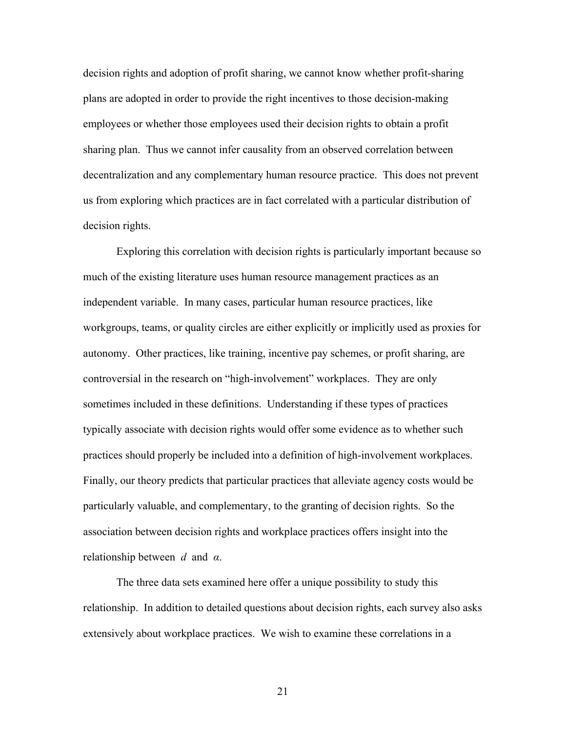decision rights and adoption of profit sharing, we cannot know whether profit-sharing plans are adopted in order to provide the right incentives to those decision-making employees or whether those employees used their decision rights to obtain a profit sharing plan. Thus we cannot infer causality from an observed correlation between decentralization and any complementary human resource practice. This does not prevent us from exploring which practices are in fact correlated with a particular distribution of decision rights.

Exploring this correlation with decision rights is particularly important because so much of the existing literature uses human resource management practices as an independent variable. In many cases, particular human resource practices, like workgroups, teams, or quality circles are either explicitly or implicitly used as proxies for autonomy. Other practices, like training, incentive pay schemes, or profit sharing, are controversial in the research on "high-involvement" workplaces. They are only sometimes included in these definitions. Understanding if these types of practices typically associate with decision rights would offer some evidence as to whether such practices should properly be included into a definition of high-involvement workplaces. Finally, our theory predicts that particular practices that alleviate agency costs would be particularly valuable, and complementary, to the granting of decision rights. So the association between decision rights and workplace practices offers insight into the relationship between $d$ and $\alpha$.

The three data sets examined here offer a unique possibility to study this relationship. In addition to detailed questions about decision rights, each survey also asks extensively about workplace practices. We wish to examine these correlations in a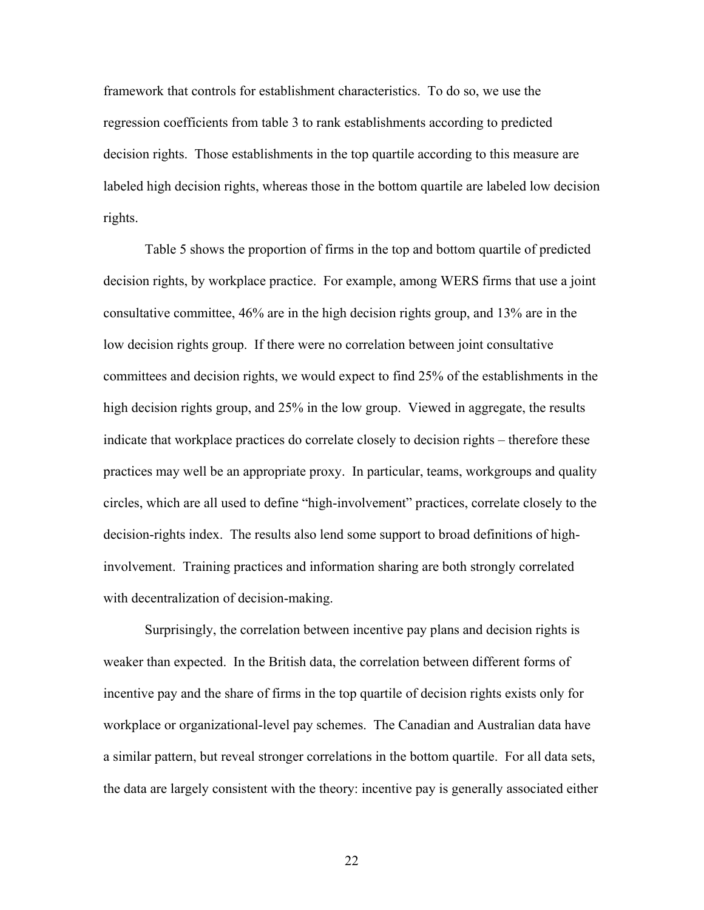framework that controls for establishment characteristics. To do so, we use the regression coefficients from table 3 to rank establishments according to predicted decision rights. Those establishments in the top quartile according to this measure are labeled high decision rights, whereas those in the bottom quartile are labeled low decision rights.

Table 5 shows the proportion of firms in the top and bottom quartile of predicted decision rights, by workplace practice. For example, among WERS firms that use a joint consultative committee, 46% are in the high decision rights group, and 13% are in the low decision rights group. If there were no correlation between joint consultative committees and decision rights, we would expect to find 25% of the establishments in the high decision rights group, and 25% in the low group. Viewed in aggregate, the results indicate that workplace practices do correlate closely to decision rights – therefore these practices may well be an appropriate proxy. In particular, teams, workgroups and quality circles, which are all used to define "high-involvement" practices, correlate closely to the decision-rights index. The results also lend some support to broad definitions of high-involvement. Training practices and information sharing are both strongly correlated with decentralization of decision-making.

Surprisingly, the correlation between incentive pay plans and decision rights is weaker than expected. In the British data, the correlation between different forms of incentive pay and the share of firms in the top quartile of decision rights exists only for workplace or organizational-level pay schemes. The Canadian and Australian data have a similar pattern, but reveal stronger correlations in the bottom quartile. For all data sets, the data are largely consistent with the theory: incentive pay is generally associated either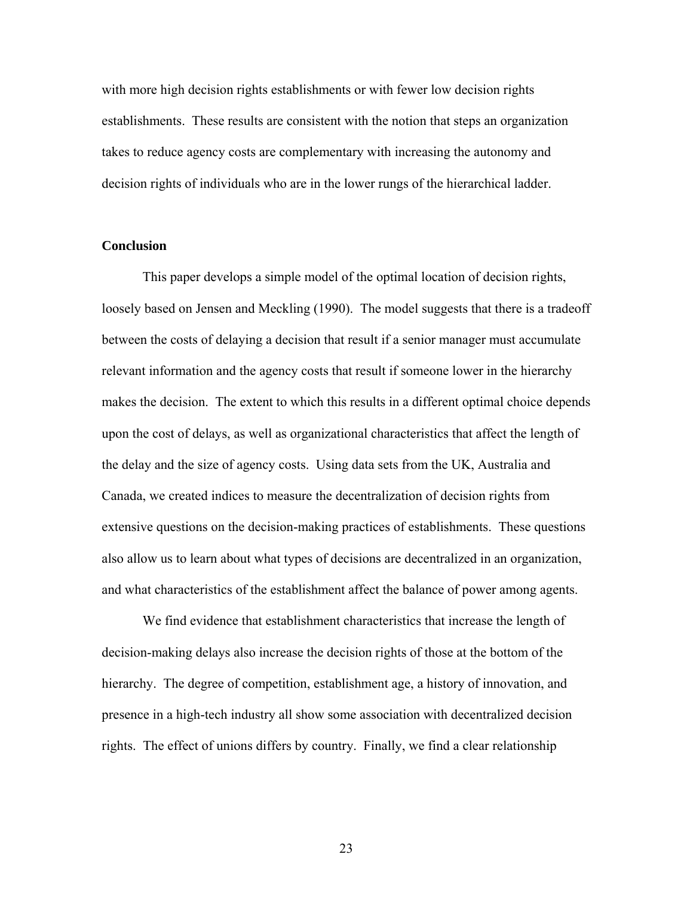with more high decision rights establishments or with fewer low decision rights establishments. These results are consistent with the notion that steps an organization takes to reduce agency costs are complementary with increasing the autonomy and decision rights of individuals who are in the lower rungs of the hierarchical ladder.

## Conclusion

This paper develops a simple model of the optimal location of decision rights, loosely based on Jensen and Meckling (1990). The model suggests that there is a tradeoff between the costs of delaying a decision that result if a senior manager must accumulate relevant information and the agency costs that result if someone lower in the hierarchy makes the decision. The extent to which this results in a different optimal choice depends upon the cost of delays, as well as organizational characteristics that affect the length of the delay and the size of agency costs. Using data sets from the UK, Australia and Canada, we created indices to measure the decentralization of decision rights from extensive questions on the decision-making practices of establishments. These questions also allow us to learn about what types of decisions are decentralized in an organization, and what characteristics of the establishment affect the balance of power among agents.

We find evidence that establishment characteristics that increase the length of decision-making delays also increase the decision rights of those at the bottom of the hierarchy. The degree of competition, establishment age, a history of innovation, and presence in a high-tech industry all show some association with decentralized decision rights. The effect of unions differs by country. Finally, we find a clear relationship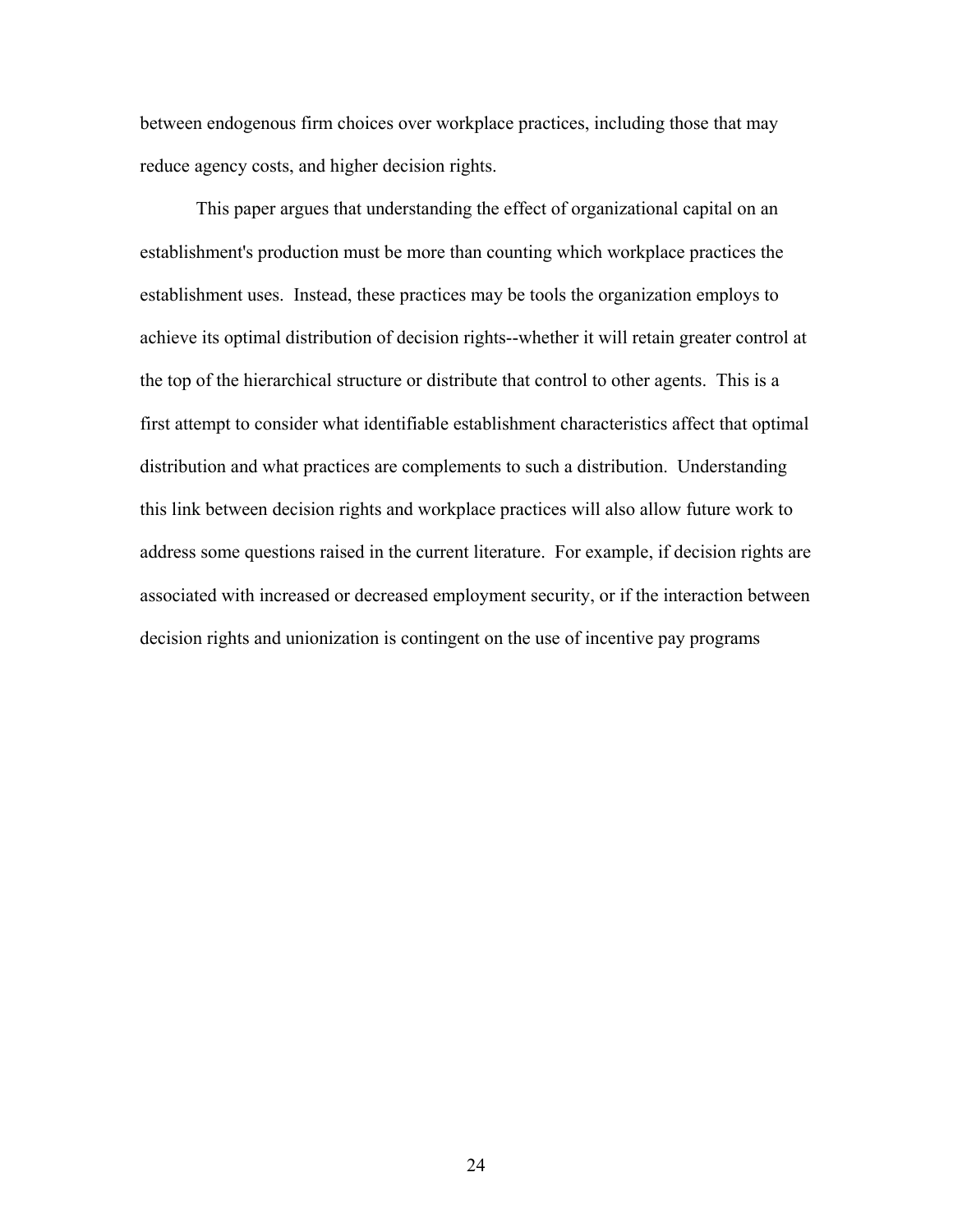between endogenous firm choices over workplace practices, including those that may reduce agency costs, and higher decision rights.

This paper argues that understanding the effect of organizational capital on an establishment's production must be more than counting which workplace practices the establishment uses. Instead, these practices may be tools the organization employs to achieve its optimal distribution of decision rights--whether it will retain greater control at the top of the hierarchical structure or distribute that control to other agents. This is a first attempt to consider what identifiable establishment characteristics affect that optimal distribution and what practices are complements to such a distribution. Understanding this link between decision rights and workplace practices will also allow future work to address some questions raised in the current literature. For example, if decision rights are associated with increased or decreased employment security, or if the interaction between decision rights and unionization is contingent on the use of incentive pay programs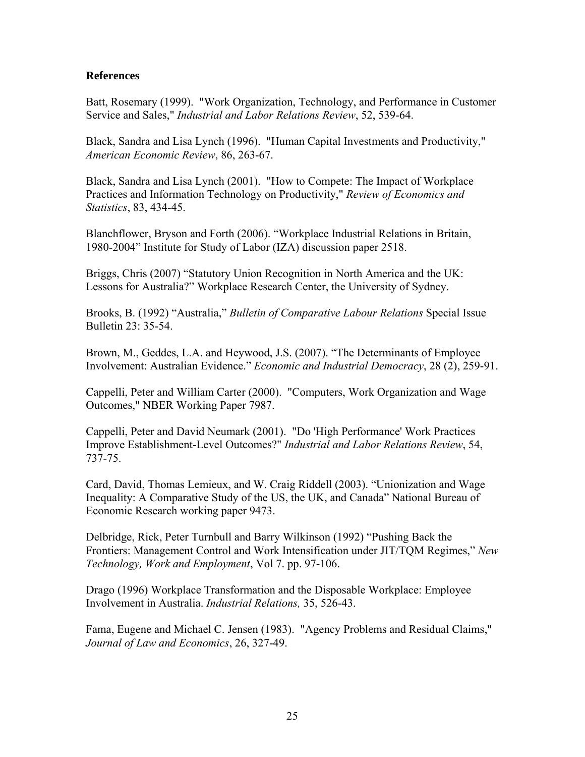**References**

Batt, Rosemary (1999). "Work Organization, Technology, and Performance in Customer Service and Sales," *Industrial and Labor Relations Review*, 52, 539-64.

Black, Sandra and Lisa Lynch (1996). "Human Capital Investments and Productivity," *American Economic Review*, 86, 263-67.

Black, Sandra and Lisa Lynch (2001). "How to Compete: The Impact of Workplace Practices and Information Technology on Productivity," *Review of Economics and Statistics*, 83, 434-45.

Blanchflower, Bryson and Forth (2006). "Workplace Industrial Relations in Britain, 1980-2004" Institute for Study of Labor (IZA) discussion paper 2518.

Briggs, Chris (2007) "Statutory Union Recognition in North America and the UK: Lessons for Australia?" Workplace Research Center, the University of Sydney.

Brooks, B. (1992) "Australia," *Bulletin of Comparative Labour Relations* Special Issue Bulletin 23: 35-54.

Brown, M., Geddes, L.A. and Heywood, J.S. (2007). "The Determinants of Employee Involvement: Australian Evidence." *Economic and Industrial Democracy*, 28 (2), 259-91.

Cappelli, Peter and William Carter (2000). "Computers, Work Organization and Wage Outcomes," NBER Working Paper 7987.

Cappelli, Peter and David Neumark (2001). "Do 'High Performance' Work Practices Improve Establishment-Level Outcomes?" *Industrial and Labor Relations Review*, 54, 737-75.

Card, David, Thomas Lemieux, and W. Craig Riddell (2003). "Unionization and Wage Inequality: A Comparative Study of the US, the UK, and Canada" National Bureau of Economic Research working paper 9473.

Delbridge, Rick, Peter Turnbull and Barry Wilkinson (1992) "Pushing Back the Frontiers: Management Control and Work Intensification under JIT/TQM Regimes," *New Technology, Work and Employment*, Vol 7. pp. 97-106.

Drago (1996) Workplace Transformation and the Disposable Workplace: Employee Involvement in Australia. *Industrial Relations,* 35, 526-43.

Fama, Eugene and Michael C. Jensen (1983). "Agency Problems and Residual Claims," *Journal of Law and Economics*, 26, 327-49.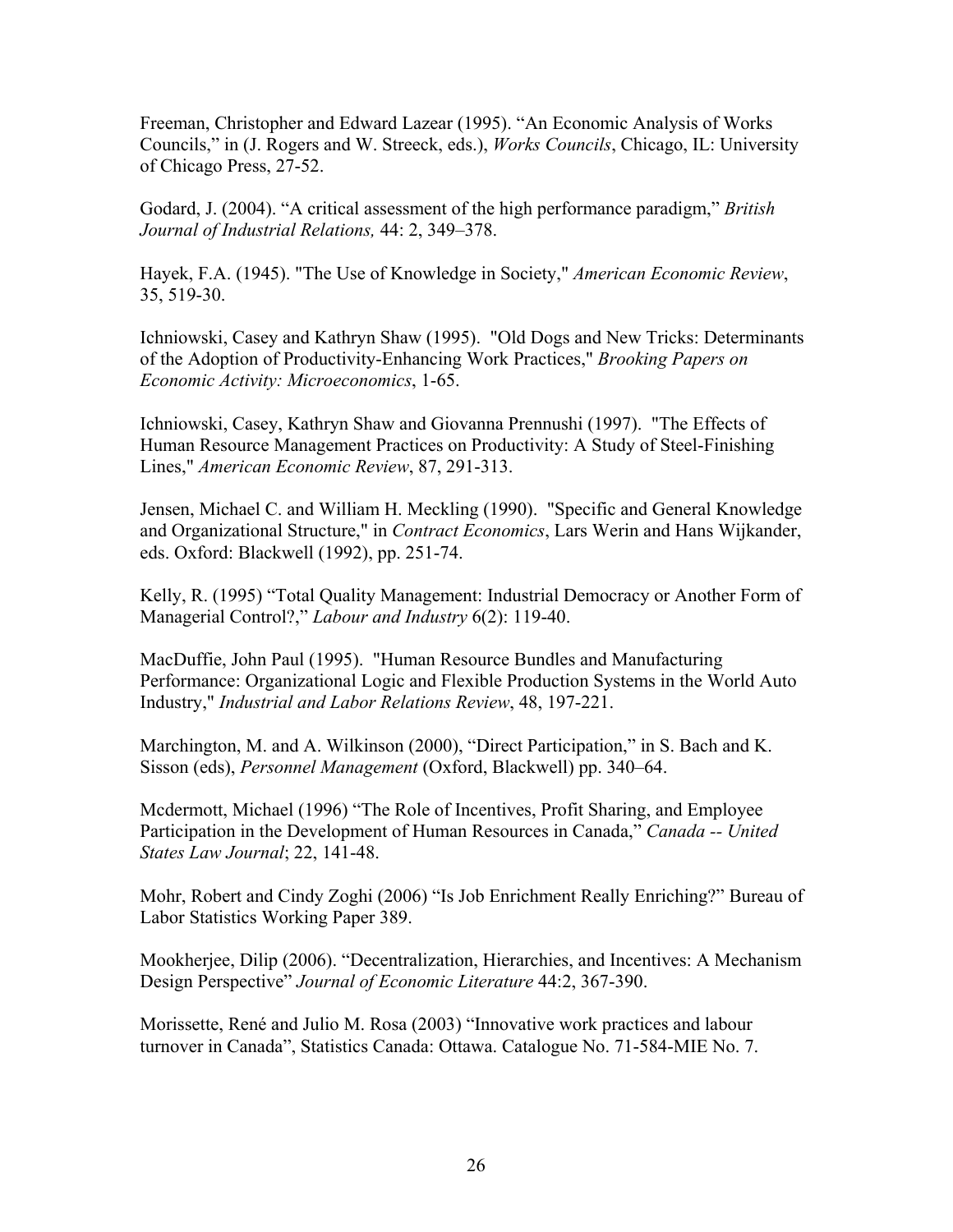Freeman, Christopher and Edward Lazear (1995). "An Economic Analysis of Works Councils," in (J. Rogers and W. Streeck, eds.), *Works Councils*, Chicago, IL: University of Chicago Press, 27-52.

Godard, J. (2004). "A critical assessment of the high performance paradigm," *British Journal of Industrial Relations,* 44: 2, 349–378.

Hayek, F.A. (1945). "The Use of Knowledge in Society," *American Economic Review*, 35, 519-30.

Ichniowski, Casey and Kathryn Shaw (1995). "Old Dogs and New Tricks: Determinants of the Adoption of Productivity-Enhancing Work Practices," *Brooking Papers on Economic Activity: Microeconomics*, 1-65.

Ichniowski, Casey, Kathryn Shaw and Giovanna Prennushi (1997). "The Effects of Human Resource Management Practices on Productivity: A Study of Steel-Finishing Lines," *American Economic Review*, 87, 291-313.

Jensen, Michael C. and William H. Meckling (1990). "Specific and General Knowledge and Organizational Structure," in *Contract Economics*, Lars Werin and Hans Wijkander, eds. Oxford: Blackwell (1992), pp. 251-74.

Kelly, R. (1995) "Total Quality Management: Industrial Democracy or Another Form of Managerial Control?," *Labour and Industry* 6(2): 119-40.

MacDuffie, John Paul (1995). "Human Resource Bundles and Manufacturing Performance: Organizational Logic and Flexible Production Systems in the World Auto Industry," *Industrial and Labor Relations Review*, 48, 197-221.

Marchington, M. and A. Wilkinson (2000), "Direct Participation," in S. Bach and K. Sisson (eds), *Personnel Management* (Oxford, Blackwell) pp. 340–64.

Mcdermott, Michael (1996) "The Role of Incentives, Profit Sharing, and Employee Participation in the Development of Human Resources in Canada," *Canada -- United States Law Journal*; 22, 141-48.

Mohr, Robert and Cindy Zoghi (2006) "Is Job Enrichment Really Enriching?" Bureau of Labor Statistics Working Paper 389.

Mookherjee, Dilip (2006). "Decentralization, Hierarchies, and Incentives: A Mechanism Design Perspective" *Journal of Economic Literature* 44:2, 367-390.

Morissette, René and Julio M. Rosa (2003) "Innovative work practices and labour turnover in Canada", Statistics Canada: Ottawa. Catalogue No. 71-584-MIE No. 7.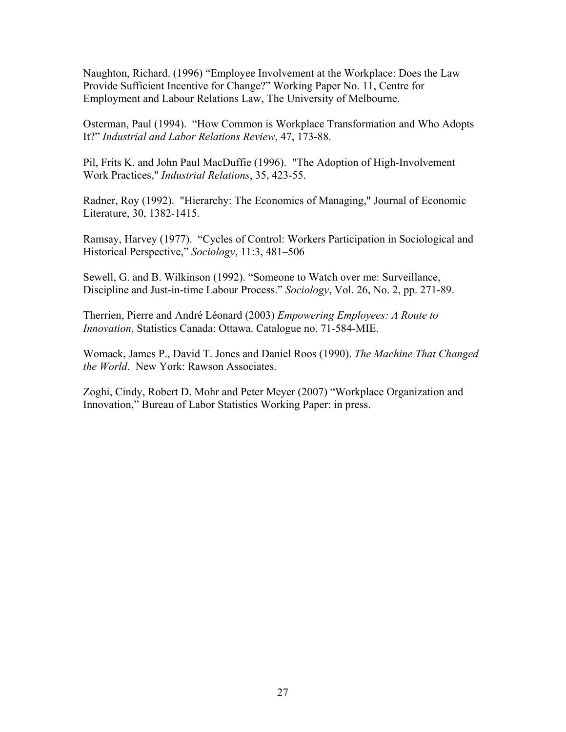Naughton, Richard. (1996) “Employee Involvement at the Workplace: Does the Law Provide Sufficient Incentive for Change?” Working Paper No. 11, Centre for Employment and Labour Relations Law, The University of Melbourne.

Osterman, Paul (1994). “How Common is Workplace Transformation and Who Adopts It?” *Industrial and Labor Relations Review*, 47, 173-88.

Pil, Frits K. and John Paul MacDuffie (1996). "The Adoption of High-Involvement Work Practices," *Industrial Relations*, 35, 423-55.

Radner, Roy (1992). "Hierarchy: The Economics of Managing," Journal of Economic Literature, 30, 1382-1415.

Ramsay, Harvey (1977). “Cycles of Control: Workers Participation in Sociological and Historical Perspective,” *Sociology*, 11:3, 481–506

Sewell, G. and B. Wilkinson (1992). “Someone to Watch over me: Surveillance, Discipline and Just-in-time Labour Process.” *Sociology*, Vol. 26, No. 2, pp. 271-89.

Therrien, Pierre and André Léonard (2003) *Empowering Employees: A Route to Innovation*, Statistics Canada: Ottawa. Catalogue no. 71-584-MIE.

Womack, James P., David T. Jones and Daniel Roos (1990). *The Machine That Changed the World*. New York: Rawson Associates.

Zoghi, Cindy, Robert D. Mohr and Peter Meyer (2007) “Workplace Organization and Innovation,” Bureau of Labor Statistics Working Paper: in press.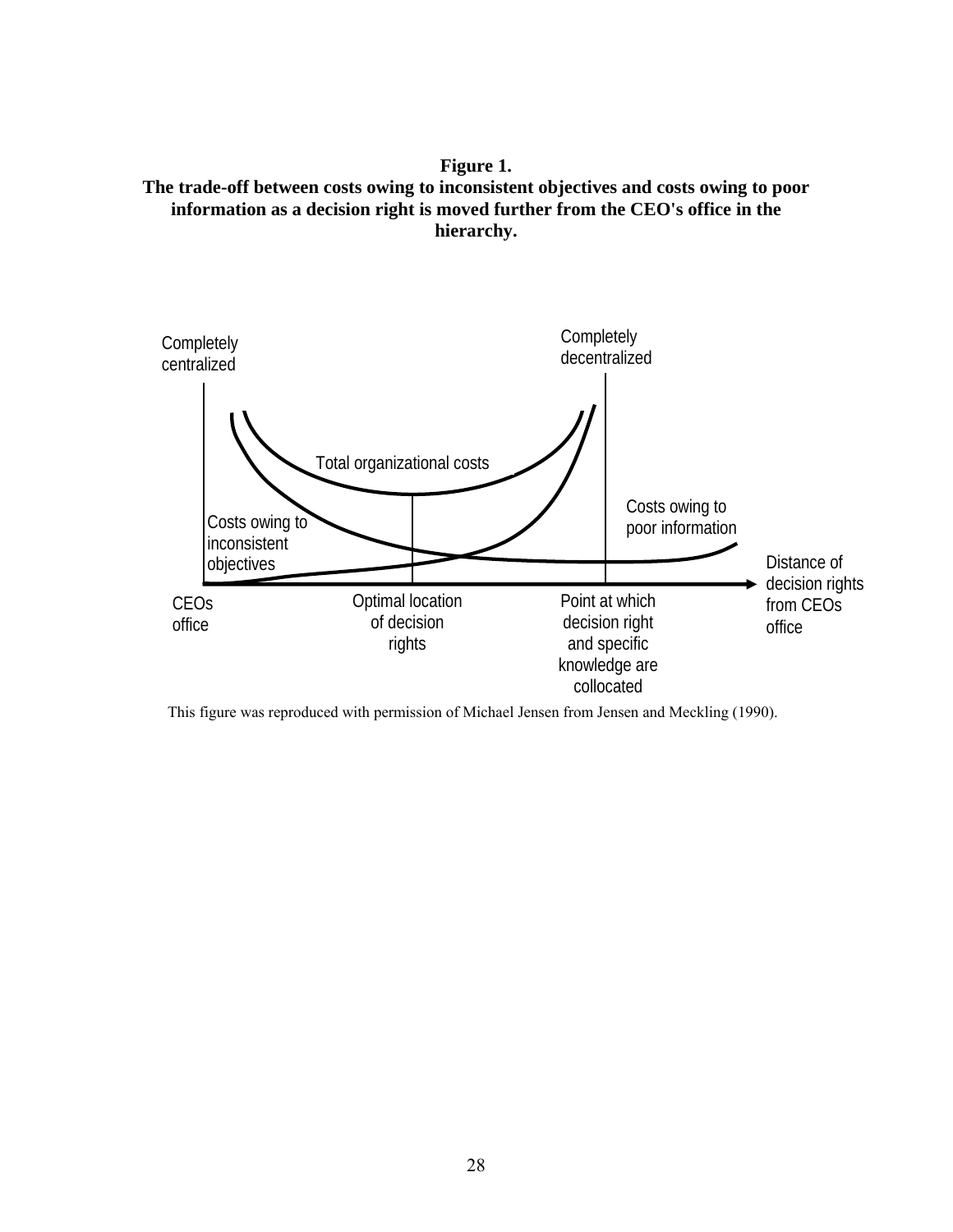**Figure 1.**
**The trade-off between costs owing to inconsistent objectives and costs owing to poor information as a decision right is moved further from the CEO's office in the hierarchy.**

Completely centralized

Completely decentralized

Total organizational costs

Costs owing to poor information

Costs owing to inconsistent objectives

Distance of decision rights from CEOs office

CEOs office

Optimal location of decision rights

Point at which decision right and specific knowledge are collocated

This figure was reproduced with permission of Michael Jensen from Jensen and Meckling (1990).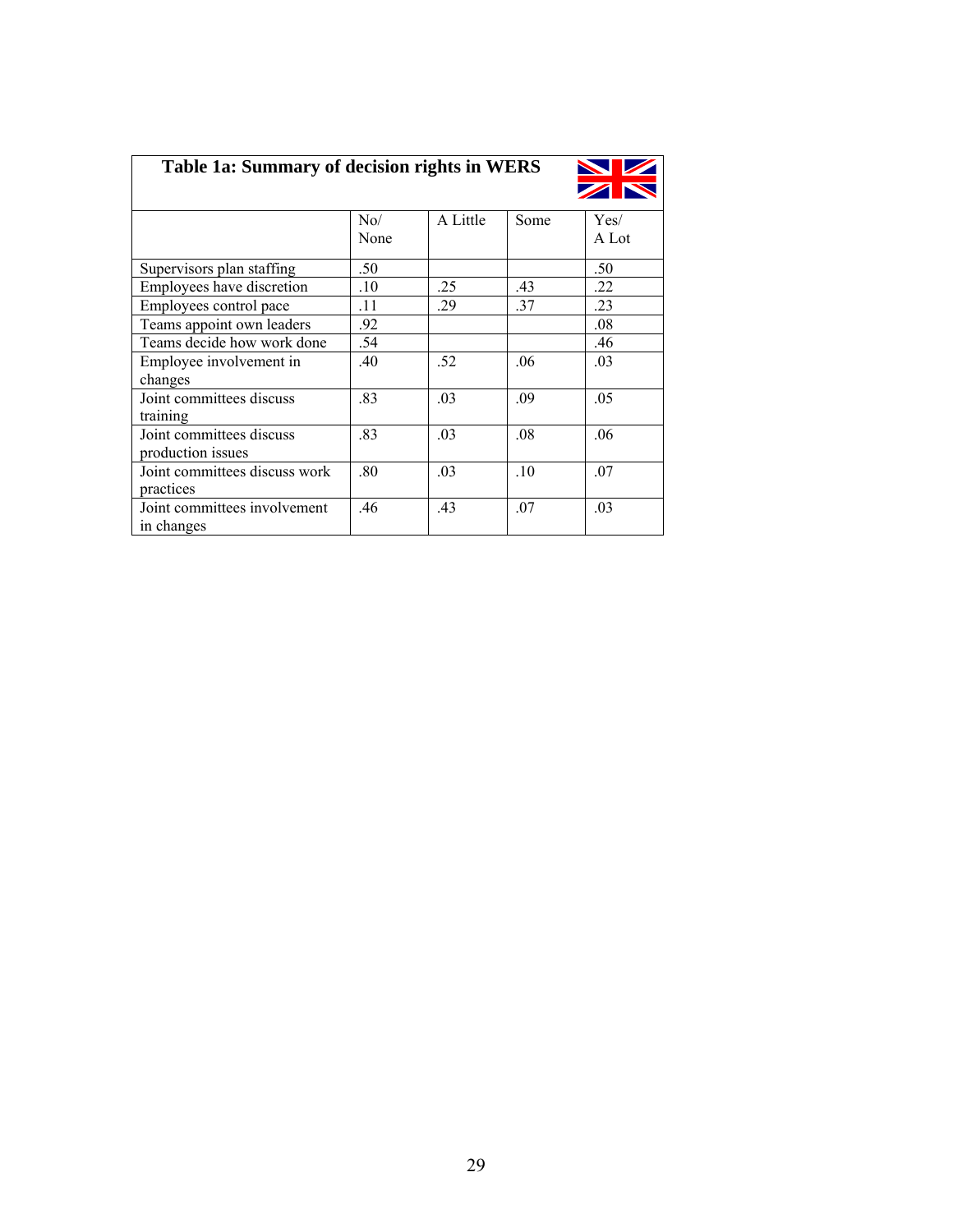| Table 1a: Summary of decision rights in WERS | | | | |
|---|---|---|---|---|
| | No/ None | A Little | Some | Yes/ A Lot |
| Supervisors plan staffing | .50 | | | .50 |
| Employees have discretion | .10 | .25 | .43 | .22 |
| Employees control pace | .11 | .29 | .37 | .23 |
| Teams appoint own leaders | .92 | | | .08 |
| Teams decide how work done | .54 | | | .46 |
| Employee involvement in changes | .40 | .52 | .06 | .03 |
| Joint committees discuss training | .83 | .03 | .09 | .05 |
| Joint committees discuss production issues | .83 | .03 | .08 | .06 |
| Joint committees discuss work practices | .80 | .03 | .10 | .07 |
| Joint committees involvement in changes | .46 | .43 | .07 | .03 |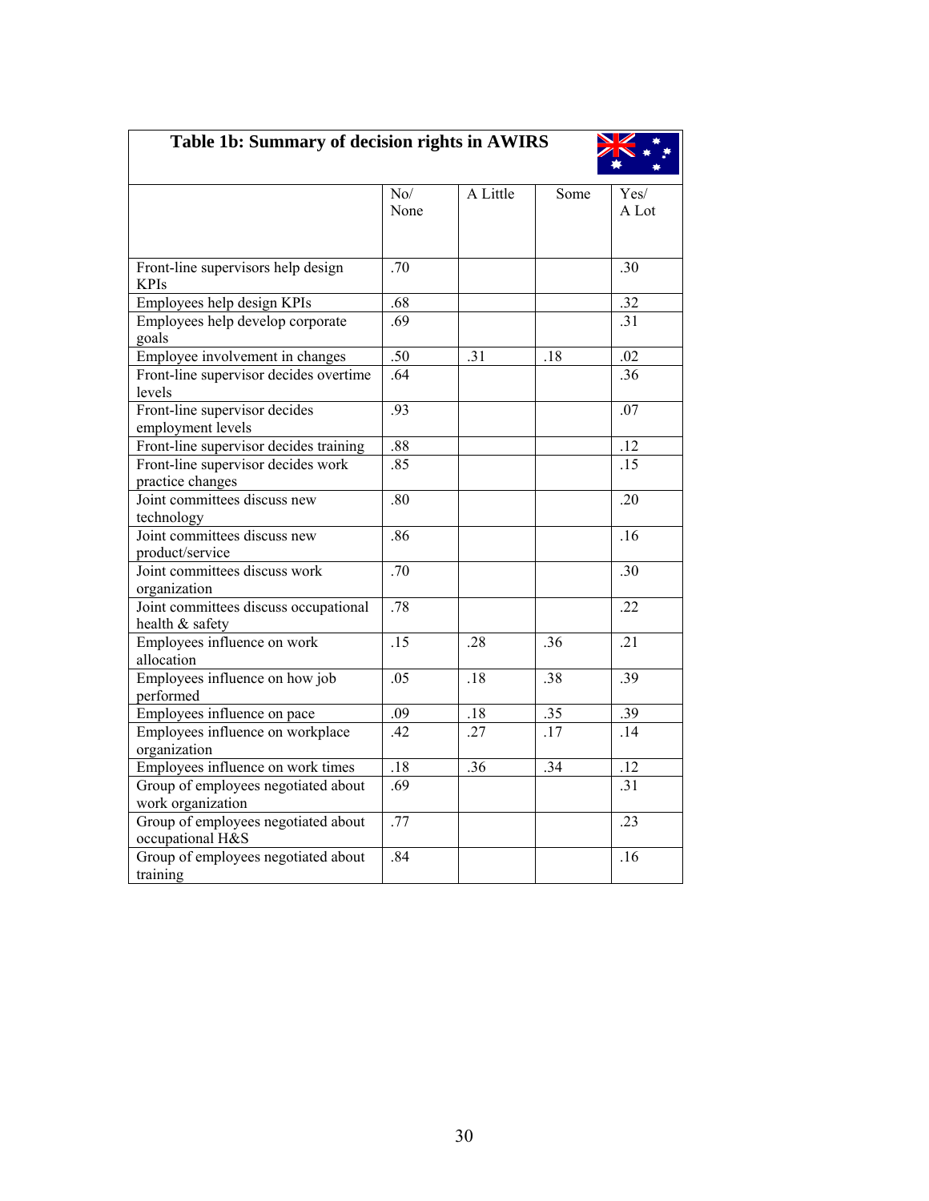**Table 1b: Summary of decision rights in AWIRS**

| | No/ None | A Little | Some | Yes/ A Lot |
|---|---|---|---|---|
| Front-line supervisors help design KPIs | .70 | | | .30 |
| Employees help design KPIs | .68 | | | .32 |
| Employees help develop corporate goals | .69 | | | .31 |
| Employee involvement in changes | .50 | .31 | .18 | .02 |
| Front-line supervisor decides overtime levels | .64 | | | .36 |
| Front-line supervisor decides employment levels | .93 | | | .07 |
| Front-line supervisor decides training | .88 | | | .12 |
| Front-line supervisor decides work practice changes | .85 | | | .15 |
| Joint committees discuss new technology | .80 | | | .20 |
| Joint committees discuss new product/service | .86 | | | .16 |
| Joint committees discuss work organization | .70 | | | .30 |
| Joint committees discuss occupational health & safety | .78 | | | .22 |
| Employees influence on work allocation | .15 | .28 | .36 | .21 |
| Employees influence on how job performed | .05 | .18 | .38 | .39 |
| Employees influence on pace | .09 | .18 | .35 | .39 |
| Employees influence on workplace organization | .42 | .27 | .17 | .14 |
| Employees influence on work times | .18 | .36 | .34 | .12 |
| Group of employees negotiated about work organization | .69 | | | .31 |
| Group of employees negotiated about occupational H&S | .77 | | | .23 |
| Group of employees negotiated about training | .84 | | | .16 |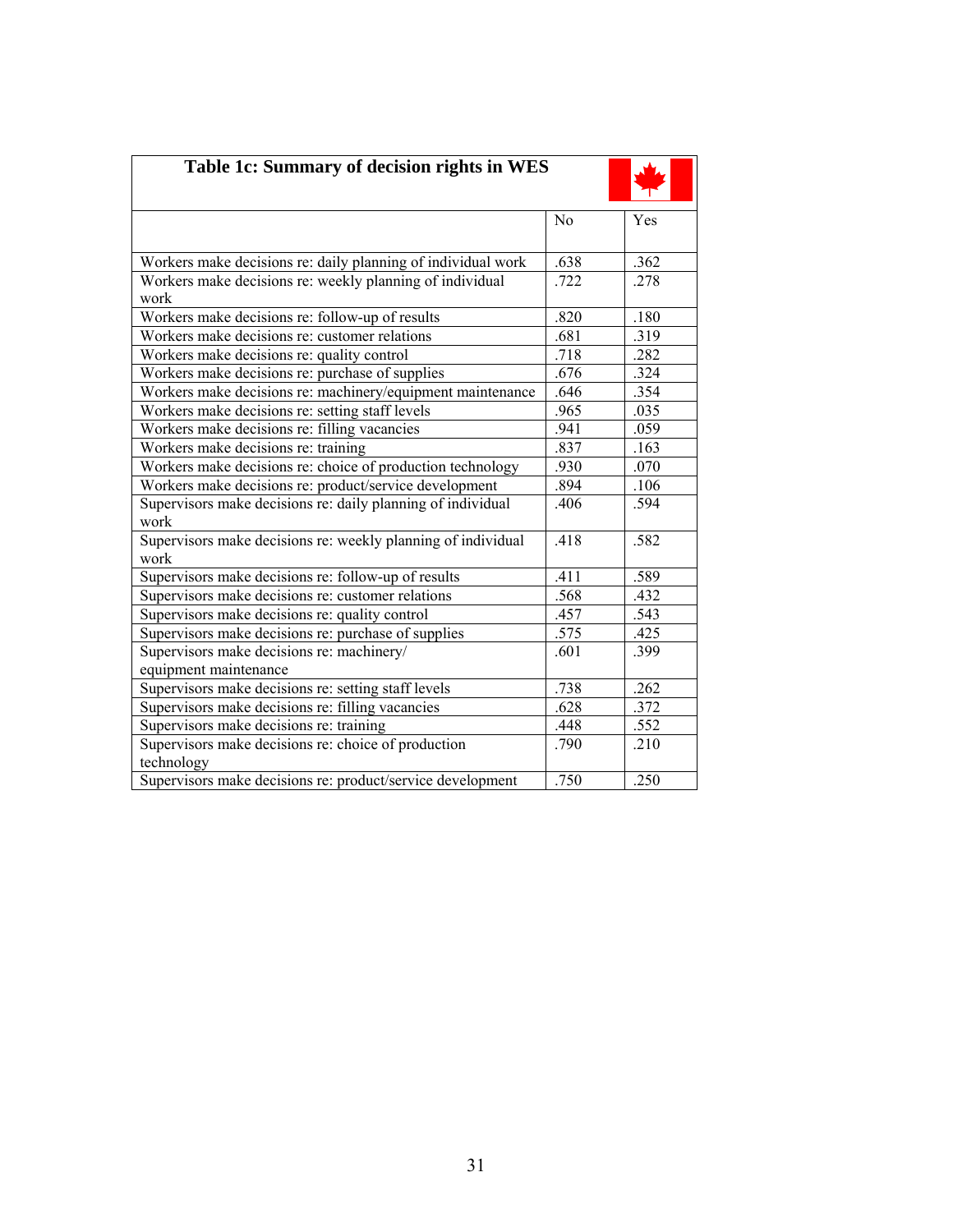**Table 1c: Summary of decision rights in WES**

| | No | Yes |
|---|---|---|
| Workers make decisions re: daily planning of individual work | .638 | .362 |
| Workers make decisions re: weekly planning of individual work | .722 | .278 |
| Workers make decisions re: follow-up of results | .820 | .180 |
| Workers make decisions re: customer relations | .681 | .319 |
| Workers make decisions re: quality control | .718 | .282 |
| Workers make decisions re: purchase of supplies | .676 | .324 |
| Workers make decisions re: machinery/equipment maintenance | .646 | .354 |
| Workers make decisions re: setting staff levels | .965 | .035 |
| Workers make decisions re: filling vacancies | .941 | .059 |
| Workers make decisions re: training | .837 | .163 |
| Workers make decisions re: choice of production technology | .930 | .070 |
| Workers make decisions re: product/service development | .894 | .106 |
| Supervisors make decisions re: daily planning of individual work | .406 | .594 |
| Supervisors make decisions re: weekly planning of individual work | .418 | .582 |
| Supervisors make decisions re: follow-up of results | .411 | .589 |
| Supervisors make decisions re: customer relations | .568 | .432 |
| Supervisors make decisions re: quality control | .457 | .543 |
| Supervisors make decisions re: purchase of supplies | .575 | .425 |
| Supervisors make decisions re: machinery/ equipment maintenance | .601 | .399 |
| Supervisors make decisions re: setting staff levels | .738 | .262 |
| Supervisors make decisions re: filling vacancies | .628 | .372 |
| Supervisors make decisions re: training | .448 | .552 |
| Supervisors make decisions re: choice of production technology | .790 | .210 |
| Supervisors make decisions re: product/service development | .750 | .250 |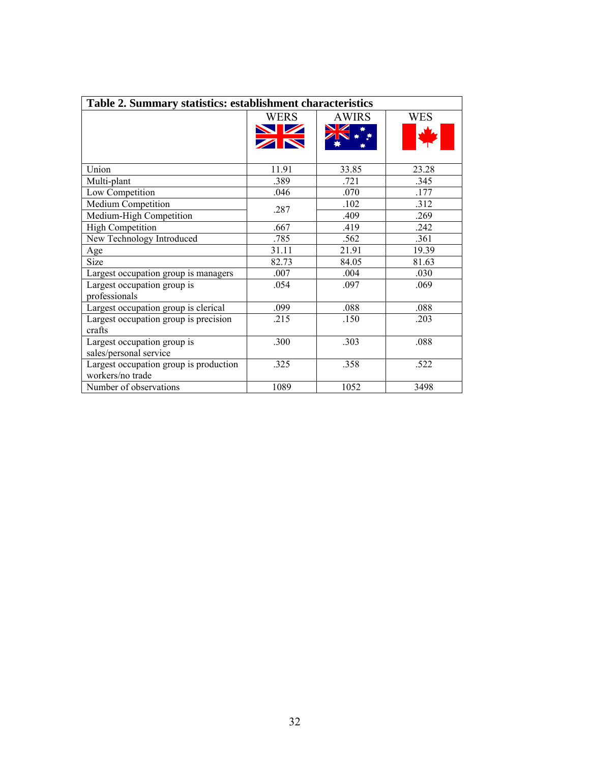**Table 2. Summary statistics: establishment characteristics**

| | WERS | AWIRS | WES |
|---|---|---|---|
| Union | 11.91 | 33.85 | 23.28 |
| Multi-plant | .389 | .721 | .345 |
| Low Competition | .046 | .070 | .177 |
| Medium Competition | .287 | .102 | .312 |
| Medium-High Competition | | .409 | .269 |
| High Competition | .667 | .419 | .242 |
| New Technology Introduced | .785 | .562 | .361 |
| Age | 31.11 | 21.91 | 19.39 |
| Size | 82.73 | 84.05 | 81.63 |
| Largest occupation group is managers | .007 | .004 | .030 |
| Largest occupation group is professionals | .054 | .097 | .069 |
| Largest occupation group is clerical | .099 | .088 | .088 |
| Largest occupation group is precision crafts | .215 | .150 | .203 |
| Largest occupation group is sales/personal service | .300 | .303 | .088 |
| Largest occupation group is production workers/no trade | .325 | .358 | .522 |
| Number of observations | 1089 | 1052 | 3498 |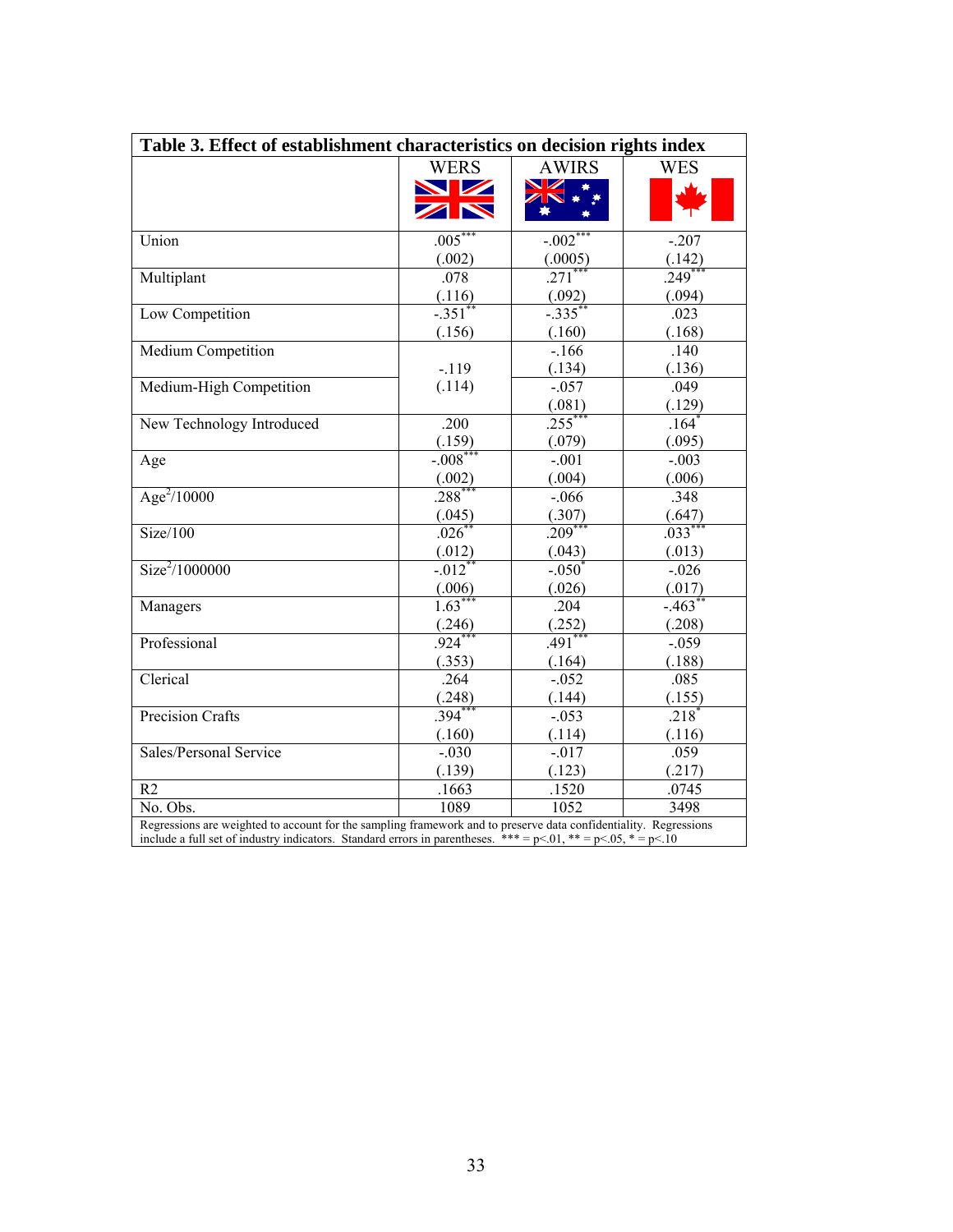**Table 3. Effect of establishment characteristics on decision rights index**

| | WERS | AWIRS | WES |
|---|---|---|---|
| Union | .005*** (.002) | -.002*** (.0005) | -.207 (.142) |
| Multiplant | .078 (.116) | .271*** (.092) | .249*** (.094) |
| Low Competition | -.351** (.156) | -.335** (.160) | .023 (.168) |
| Medium Competition | -.119 (.114) | -.166 (.134) | .140 (.136) |
| Medium-High Competition | | -.057 (.081) | .049 (.129) |
| New Technology Introduced | .200 (.159) | .255*** (.079) | .164* (.095) |
| Age | -.008*** (.002) | -.001 (.004) | -.003 (.006) |
| $Age^2/10000$ | .288*** (.045) | -.066 (.307) | .348 (.647) |
| Size/100 | .026** (.012) | .209*** (.043) | .033*** (.013) |
| $Size^2/1000000$ | -.012** (.006) | -.050* (.026) | -.026 (.017) |
| Managers | 1.63*** (.246) | .204 (.252) | -.463** (.208) |
| Professional | .924*** (.353) | .491*** (.164) | -.059 (.188) |
| Clerical | .264 (.248) | -.052 (.144) | .085 (.155) |
| Precision Crafts | .394*** (.160) | -.053 (.114) | .218* (.116) |
| Sales/Personal Service | -.030 (.139) | -.017 (.123) | .059 (.217) |
| R2 | .1663 | .1520 | .0745 |
| No. Obs. | 1089 | 1052 | 3498 |

Regressions are weighted to account for the sampling framework and to preserve data confidentiality. Regressions include a full set of industry indicators. Standard errors in parentheses. *** = $p<.01$, ** = $p<.05$, * = $p<.10$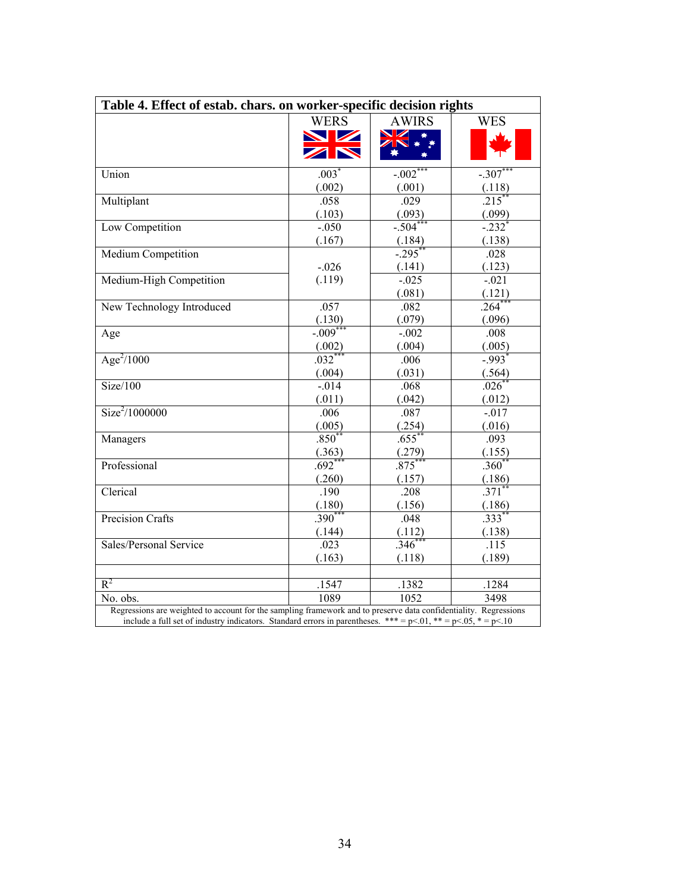**Table 4. Effect of estab. chars. on worker-specific decision rights**

| | WERS | AWIRS | WES |
|---|---|---|---|
| Union | .003* | -.002*** | -.307*** |
| | (.002) | (.001) | (.118) |
| Multiplant | .058 | .029 | .215** |
| | (.103) | (.093) | (.099) |
| Low Competition | -.050 | -.504*** | -.232* |
| | (.167) | (.184) | (.138) |
| Medium Competition | -.026 | -.295** | .028 |
| | (.119) | (.141) | (.123) |
| Medium-High Competition | | -.025 | -.021 |
| | | (.081) | (.121) |
| New Technology Introduced | .057 | .082 | .264*** |
| | (.130) | (.079) | (.096) |
| Age | -.009*** | -.002 | .008 |
| | (.002) | (.004) | (.005) |
| $Age^2$/1000 | .032*** | .006 | -.993* |
| | (.004) | (.031) | (.564) |
| Size/100 | -.014 | .068 | .026** |
| | (.011) | (.042) | (.012) |
| $Size^2$/1000000 | .006 | .087 | -.017 |
| | (.005) | (.254) | (.016) |
| Managers | .850** | .655** | .093 |
| | (.363) | (.279) | (.155) |
| Professional | .692*** | .875*** | .360** |
| | (.260) | (.157) | (.186) |
| Clerical | .190 | .208 | .371** |
| | (.180) | (.156) | (.186) |
| Precision Crafts | .390*** | .048 | .333** |
| | (.144) | (.112) | (.138) |
| Sales/Personal Service | .023 | .346*** | .115 |
| | (.163) | (.118) | (.189) |
| | | | |
| $R^2$ | .1547 | .1382 | .1284 |
| No. obs. | 1089 | 1052 | 3498 |

Note: In the WERS column, Medium Competition and Medium-High Competition share a single combined estimate of -.026 (.119).

Regressions are weighted to account for the sampling framework and to preserve data confidentiality. Regressions include a full set of industry indicators. Standard errors in parentheses. *** = p<.01, ** = p<.05, * = p<.10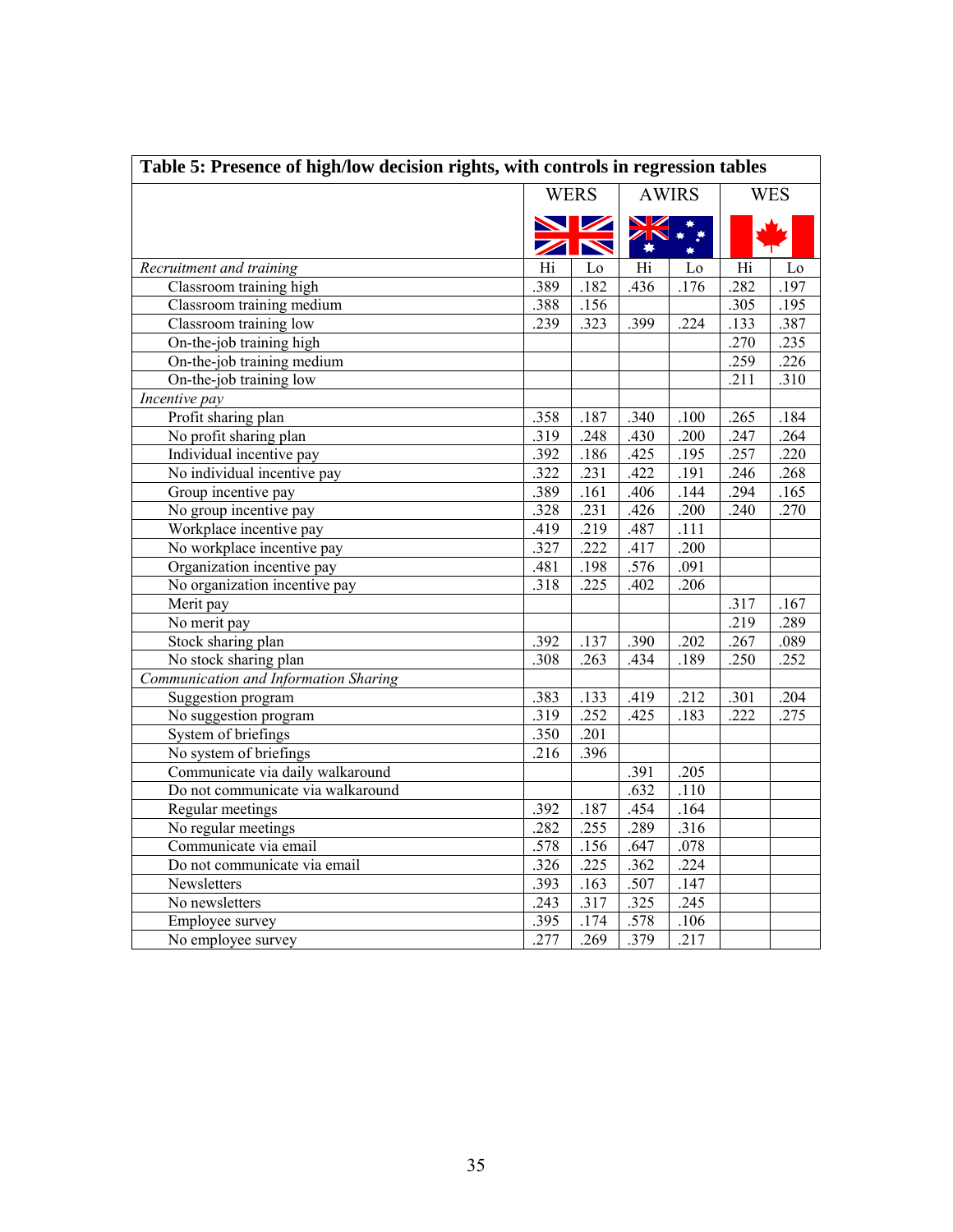**Table 5: Presence of high/low decision rights, with controls in regression tables**

| | WERS | | AWIRS | | WES | |
|---|---|---|---|---|---|---|
| *Recruitment and training* | Hi | Lo | Hi | Lo | Hi | Lo |
| Classroom training high | .389 | .182 | .436 | .176 | .282 | .197 |
| Classroom training medium | .388 | .156 | | | .305 | .195 |
| Classroom training low | .239 | .323 | .399 | .224 | .133 | .387 |
| On-the-job training high | | | | | .270 | .235 |
| On-the-job training medium | | | | | .259 | .226 |
| On-the-job training low | | | | | .211 | .310 |
| *Incentive pay* | | | | | | |
| Profit sharing plan | .358 | .187 | .340 | .100 | .265 | .184 |
| No profit sharing plan | .319 | .248 | .430 | .200 | .247 | .264 |
| Individual incentive pay | .392 | .186 | .425 | .195 | .257 | .220 |
| No individual incentive pay | .322 | .231 | .422 | .191 | .246 | .268 |
| Group incentive pay | .389 | .161 | .406 | .144 | .294 | .165 |
| No group incentive pay | .328 | .231 | .426 | .200 | .240 | .270 |
| Workplace incentive pay | .419 | .219 | .487 | .111 | | |
| No workplace incentive pay | .327 | .222 | .417 | .200 | | |
| Organization incentive pay | .481 | .198 | .576 | .091 | | |
| No organization incentive pay | .318 | .225 | .402 | .206 | | |
| Merit pay | | | | | .317 | .167 |
| No merit pay | | | | | .219 | .289 |
| Stock sharing plan | .392 | .137 | .390 | .202 | .267 | .089 |
| No stock sharing plan | .308 | .263 | .434 | .189 | .250 | .252 |
| *Communication and Information Sharing* | | | | | | |
| Suggestion program | .383 | .133 | .419 | .212 | .301 | .204 |
| No suggestion program | .319 | .252 | .425 | .183 | .222 | .275 |
| System of briefings | .350 | .201 | | | | |
| No system of briefings | .216 | .396 | | | | |
| Communicate via daily walkaround | | | .391 | .205 | | |
| Do not communicate via walkaround | | | .632 | .110 | | |
| Regular meetings | .392 | .187 | .454 | .164 | | |
| No regular meetings | .282 | .255 | .289 | .316 | | |
| Communicate via email | .578 | .156 | .647 | .078 | | |
| Do not communicate via email | .326 | .225 | .362 | .224 | | |
| Newsletters | .393 | .163 | .507 | .147 | | |
| No newsletters | .243 | .317 | .325 | .245 | | |
| Employee survey | .395 | .174 | .578 | .106 | | |
| No employee survey | .277 | .269 | .379 | .217 | | |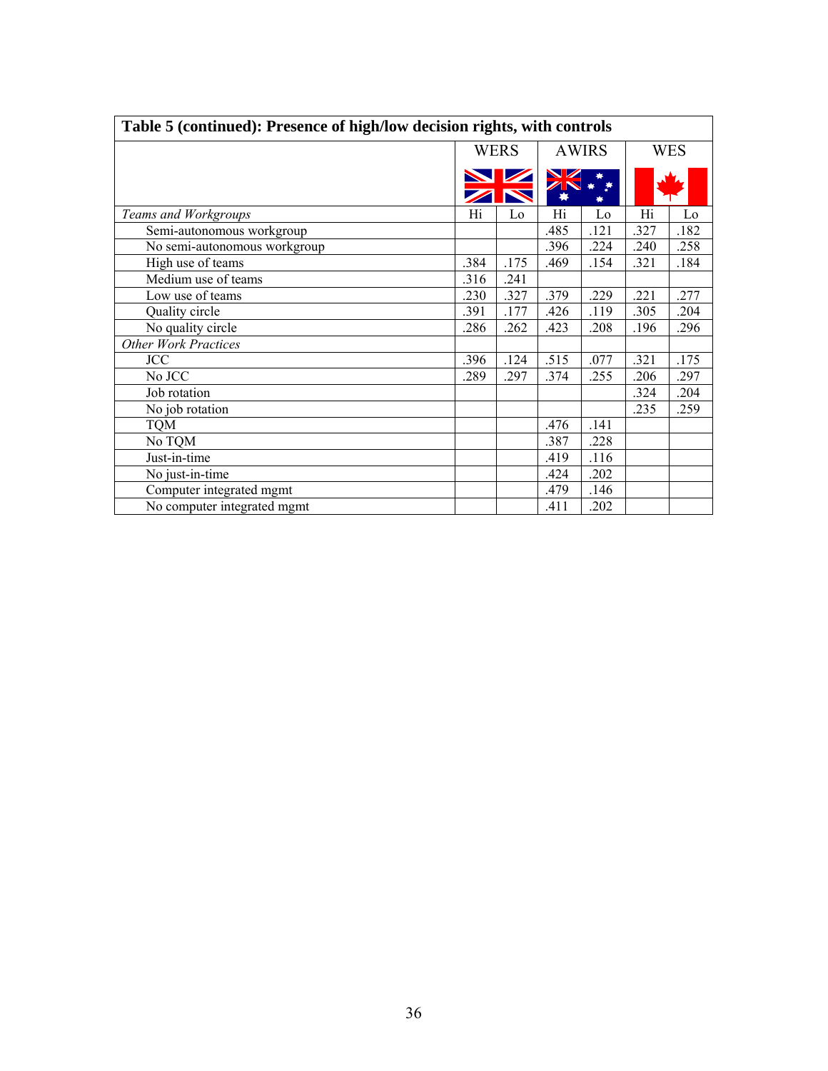**Table 5 (continued): Presence of high/low decision rights, with controls**

| | WERS | | AWIRS | | WES | |
|---|---|---|---|---|---|---|
| *Teams and Workgroups* | Hi | Lo | Hi | Lo | Hi | Lo |
| Semi-autonomous workgroup | | | .485 | .121 | .327 | .182 |
| No semi-autonomous workgroup | | | .396 | .224 | .240 | .258 |
| High use of teams | .384 | .175 | .469 | .154 | .321 | .184 |
| Medium use of teams | .316 | .241 | | | | |
| Low use of teams | .230 | .327 | .379 | .229 | .221 | .277 |
| Quality circle | .391 | .177 | .426 | .119 | .305 | .204 |
| No quality circle | .286 | .262 | .423 | .208 | .196 | .296 |
| *Other Work Practices* | | | | | | |
| JCC | .396 | .124 | .515 | .077 | .321 | .175 |
| No JCC | .289 | .297 | .374 | .255 | .206 | .297 |
| Job rotation | | | | | .324 | .204 |
| No job rotation | | | | | .235 | .259 |
| TQM | | | .476 | .141 | | |
| No TQM | | | .387 | .228 | | |
| Just-in-time | | | .419 | .116 | | |
| No just-in-time | | | .424 | .202 | | |
| Computer integrated mgmt | | | .479 | .146 | | |
| No computer integrated mgmt | | | .411 | .202 | | |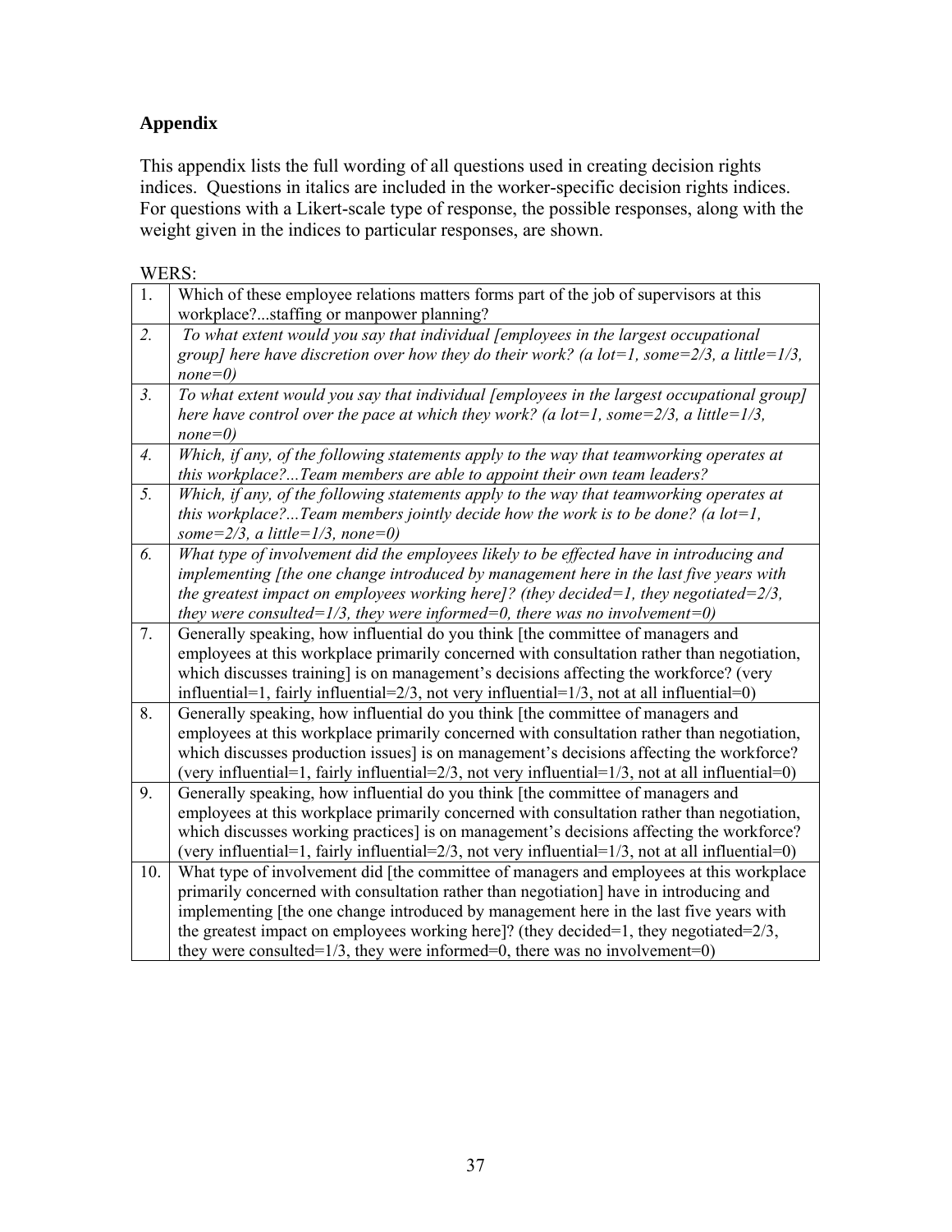## Appendix

This appendix lists the full wording of all questions used in creating decision rights indices. Questions in italics are included in the worker-specific decision rights indices. For questions with a Likert-scale type of response, the possible responses, along with the weight given in the indices to particular responses, are shown.

WERS:

| | |
|---|---|
| 1. | Which of these employee relations matters forms part of the job of supervisors at this workplace?...staffing or manpower planning? |
| *2.* | *To what extent would you say that individual [employees in the largest occupational group] here have discretion over how they do their work? (a lot=1, some=2/3, a little=1/3, none=0)* |
| *3.* | *To what extent would you say that individual [employees in the largest occupational group] here have control over the pace at which they work? (a lot=1, some=2/3, a little=1/3, none=0)* |
| *4.* | *Which, if any, of the following statements apply to the way that teamworking operates at this workplace?...Team members are able to appoint their own team leaders?* |
| *5.* | *Which, if any, of the following statements apply to the way that teamworking operates at this workplace?...Team members jointly decide how the work is to be done? (a lot=1, some=2/3, a little=1/3, none=0)* |
| *6.* | *What type of involvement did the employees likely to be effected have in introducing and implementing [the one change introduced by management here in the last five years with the greatest impact on employees working here]? (they decided=1, they negotiated=2/3, they were consulted=1/3, they were informed=0, there was no involvement=0)* |
| 7. | Generally speaking, how influential do you think [the committee of managers and employees at this workplace primarily concerned with consultation rather than negotiation, which discusses training] is on management's decisions affecting the workforce? (very influential=1, fairly influential=2/3, not very influential=1/3, not at all influential=0) |
| 8. | Generally speaking, how influential do you think [the committee of managers and employees at this workplace primarily concerned with consultation rather than negotiation, which discusses production issues] is on management's decisions affecting the workforce? (very influential=1, fairly influential=2/3, not very influential=1/3, not at all influential=0) |
| 9. | Generally speaking, how influential do you think [the committee of managers and employees at this workplace primarily concerned with consultation rather than negotiation, which discusses working practices] is on management's decisions affecting the workforce? (very influential=1, fairly influential=2/3, not very influential=1/3, not at all influential=0) |
| 10. | What type of involvement did [the committee of managers and employees at this workplace primarily concerned with consultation rather than negotiation] have in introducing and implementing [the one change introduced by management here in the last five years with the greatest impact on employees working here]? (they decided=1, they negotiated=2/3, they were consulted=1/3, they were informed=0, there was no involvement=0) |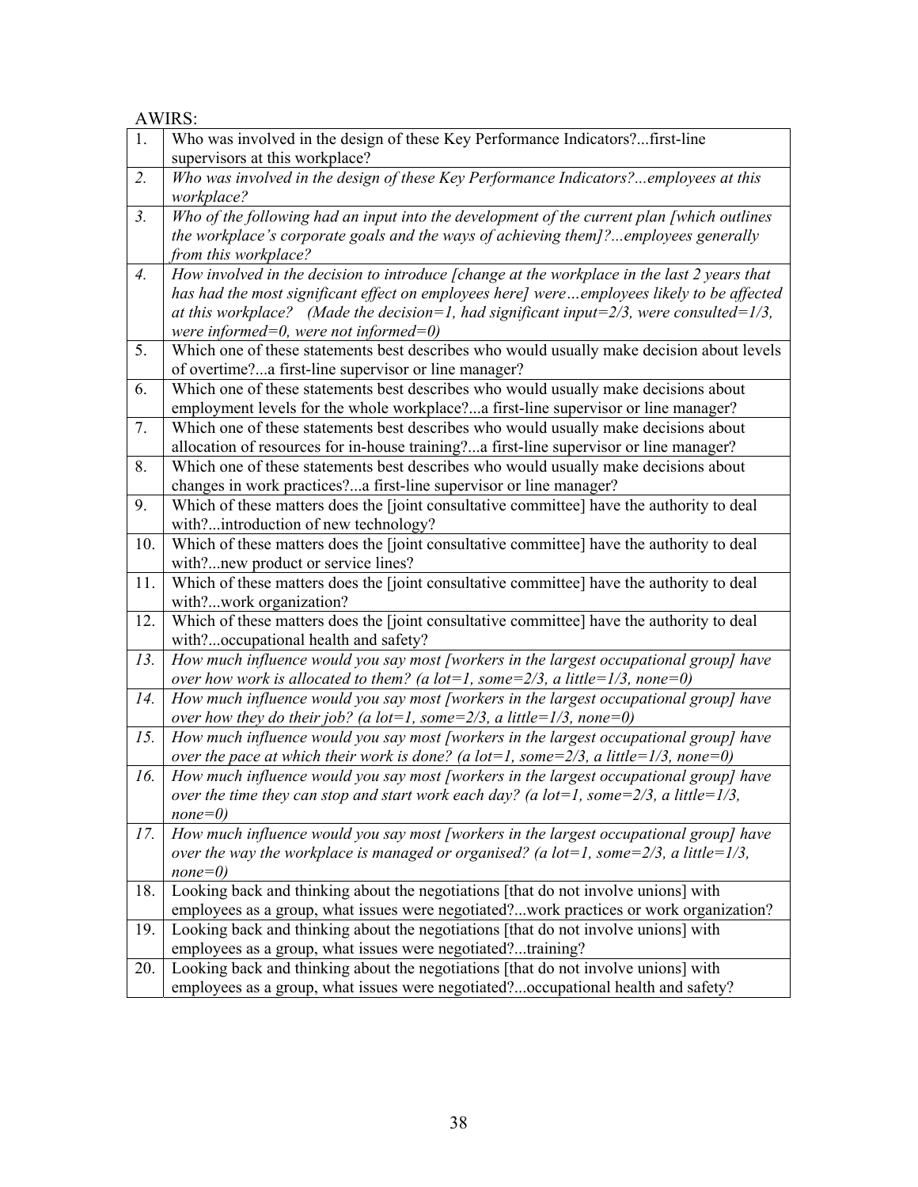AWIRS:

| | |
|---|---|
| 1. | Who was involved in the design of these Key Performance Indicators?...first-line supervisors at this workplace? |
| *2.* | *Who was involved in the design of these Key Performance Indicators?...employees at this workplace?* |
| *3.* | *Who of the following had an input into the development of the current plan [which outlines the workplace's corporate goals and the ways of achieving them]?...employees generally from this workplace?* |
| *4.* | *How involved in the decision to introduce [change at the workplace in the last 2 years that has had the most significant effect on employees here] were…employees likely to be affected at this workplace? (Made the decision=1, had significant input=2/3, were consulted=1/3, were informed=0, were not informed=0)* |
| 5. | Which one of these statements best describes who would usually make decision about levels of overtime?...a first-line supervisor or line manager? |
| 6. | Which one of these statements best describes who would usually make decisions about employment levels for the whole workplace?...a first-line supervisor or line manager? |
| 7. | Which one of these statements best describes who would usually make decisions about allocation of resources for in-house training?...a first-line supervisor or line manager? |
| 8. | Which one of these statements best describes who would usually make decisions about changes in work practices?...a first-line supervisor or line manager? |
| 9. | Which of these matters does the [joint consultative committee] have the authority to deal with?...introduction of new technology? |
| 10. | Which of these matters does the [joint consultative committee] have the authority to deal with?...new product or service lines? |
| 11. | Which of these matters does the [joint consultative committee] have the authority to deal with?...work organization? |
| 12. | Which of these matters does the [joint consultative committee] have the authority to deal with?...occupational health and safety? |
| *13.* | *How much influence would you say most [workers in the largest occupational group] have over how work is allocated to them? (a lot=1, some=2/3, a little=1/3, none=0)* |
| *14.* | *How much influence would you say most [workers in the largest occupational group] have over how they do their job? (a lot=1, some=2/3, a little=1/3, none=0)* |
| *15.* | *How much influence would you say most [workers in the largest occupational group] have over the pace at which their work is done? (a lot=1, some=2/3, a little=1/3, none=0)* |
| *16.* | *How much influence would you say most [workers in the largest occupational group] have over the time they can stop and start work each day? (a lot=1, some=2/3, a little=1/3, none=0)* |
| *17.* | *How much influence would you say most [workers in the largest occupational group] have over the way the workplace is managed or organised? (a lot=1, some=2/3, a little=1/3, none=0)* |
| 18. | Looking back and thinking about the negotiations [that do not involve unions] with employees as a group, what issues were negotiated?...work practices or work organization? |
| 19. | Looking back and thinking about the negotiations [that do not involve unions] with employees as a group, what issues were negotiated?...training? |
| 20. | Looking back and thinking about the negotiations [that do not involve unions] with employees as a group, what issues were negotiated?...occupational health and safety? |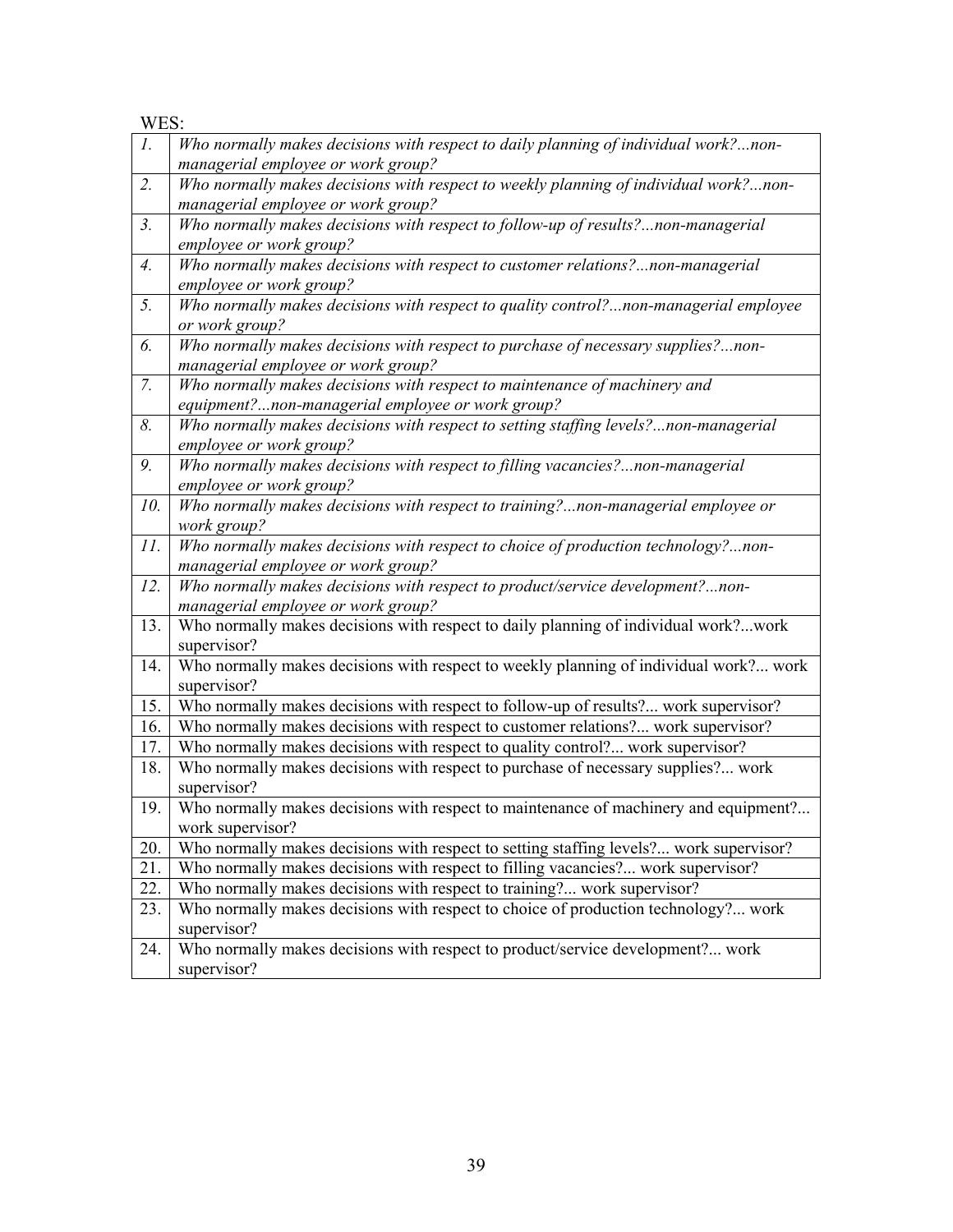WES:

| | |
|---|---|
| *1.* | *Who normally makes decisions with respect to daily planning of individual work?...non-managerial employee or work group?* |
| *2.* | *Who normally makes decisions with respect to weekly planning of individual work?...non-managerial employee or work group?* |
| *3.* | *Who normally makes decisions with respect to follow-up of results?...non-managerial employee or work group?* |
| *4.* | *Who normally makes decisions with respect to customer relations?...non-managerial employee or work group?* |
| *5.* | *Who normally makes decisions with respect to quality control?...non-managerial employee or work group?* |
| *6.* | *Who normally makes decisions with respect to purchase of necessary supplies?...non-managerial employee or work group?* |
| *7.* | *Who normally makes decisions with respect to maintenance of machinery and equipment?...non-managerial employee or work group?* |
| *8.* | *Who normally makes decisions with respect to setting staffing levels?...non-managerial employee or work group?* |
| *9.* | *Who normally makes decisions with respect to filling vacancies?...non-managerial employee or work group?* |
| *10.* | *Who normally makes decisions with respect to training?...non-managerial employee or work group?* |
| *11.* | *Who normally makes decisions with respect to choice of production technology?...non-managerial employee or work group?* |
| *12.* | *Who normally makes decisions with respect to product/service development?...non-managerial employee or work group?* |
| 13. | Who normally makes decisions with respect to daily planning of individual work?...work supervisor? |
| 14. | Who normally makes decisions with respect to weekly planning of individual work?... work supervisor? |
| 15. | Who normally makes decisions with respect to follow-up of results?... work supervisor? |
| 16. | Who normally makes decisions with respect to customer relations?... work supervisor? |
| 17. | Who normally makes decisions with respect to quality control?... work supervisor? |
| 18. | Who normally makes decisions with respect to purchase of necessary supplies?... work supervisor? |
| 19. | Who normally makes decisions with respect to maintenance of machinery and equipment?... work supervisor? |
| 20. | Who normally makes decisions with respect to setting staffing levels?... work supervisor? |
| 21. | Who normally makes decisions with respect to filling vacancies?... work supervisor? |
| 22. | Who normally makes decisions with respect to training?... work supervisor? |
| 23. | Who normally makes decisions with respect to choice of production technology?... work supervisor? |
| 24. | Who normally makes decisions with respect to product/service development?... work supervisor? |